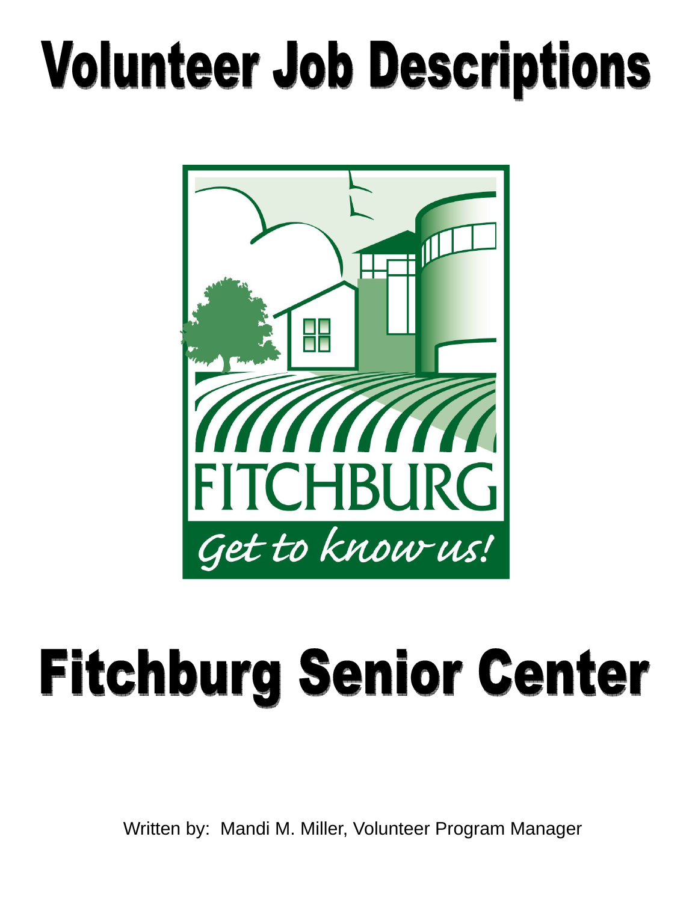# Volunteer Job Descriptions

FITCHBURG

*Get to know us!*

# Fitchburg Senior Center

Written by: Mandi M. Miller, Volunteer Program Manager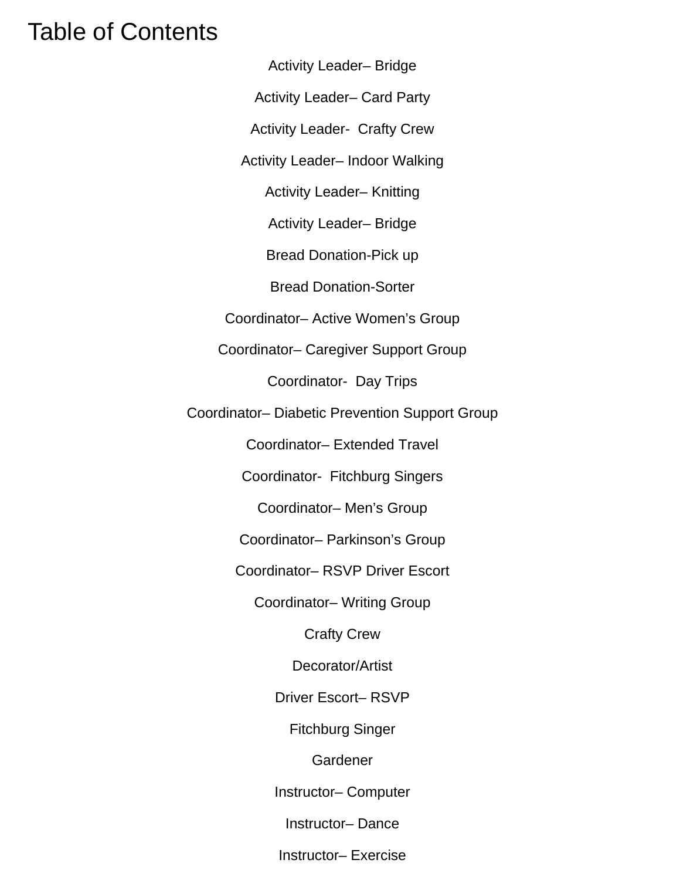# Table of Contents

Activity Leader– Bridge

Activity Leader– Card Party

Activity Leader-  Crafty Crew

Activity Leader– Indoor Walking

Activity Leader– Knitting

Activity Leader– Bridge

Bread Donation-Pick up

Bread Donation-Sorter

Coordinator– Active Women's Group

Coordinator– Caregiver Support Group

Coordinator-  Day Trips

Coordinator– Diabetic Prevention Support Group

Coordinator– Extended Travel

Coordinator-  Fitchburg Singers

Coordinator– Men's Group

Coordinator– Parkinson's Group

Coordinator– RSVP Driver Escort

Coordinator– Writing Group

Crafty Crew

Decorator/Artist

Driver Escort– RSVP

Fitchburg Singer

Gardener

Instructor– Computer

Instructor– Dance

Instructor– Exercise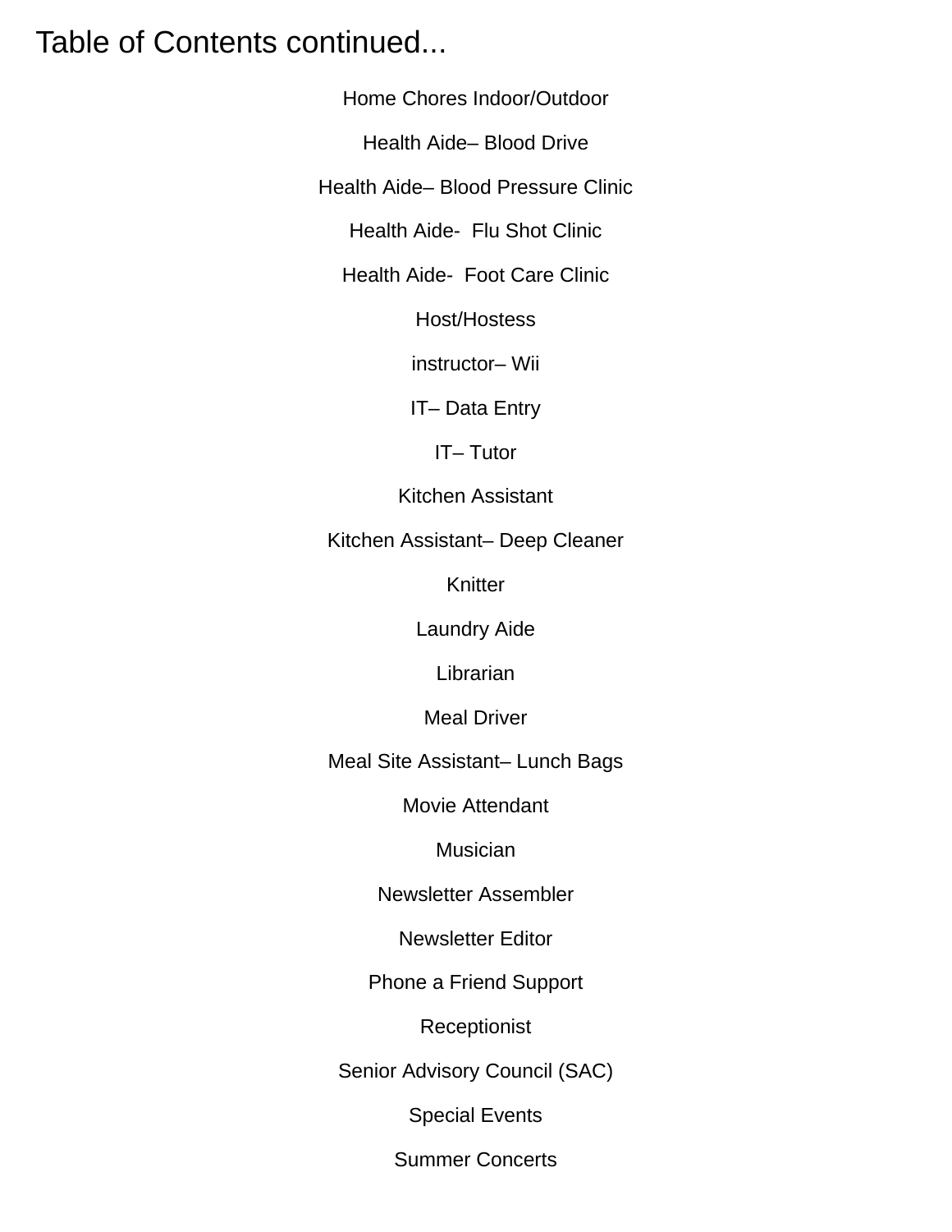# Table of Contents continued...

Home Chores Indoor/Outdoor

Health Aide– Blood Drive

Health Aide– Blood Pressure Clinic

Health Aide- Flu Shot Clinic

Health Aide- Foot Care Clinic

Host/Hostess

instructor– Wii

IT– Data Entry

IT– Tutor

Kitchen Assistant

Kitchen Assistant– Deep Cleaner

Knitter

Laundry Aide

Librarian

Meal Driver

Meal Site Assistant– Lunch Bags

Movie Attendant

Musician

Newsletter Assembler

Newsletter Editor

Phone a Friend Support

Receptionist

Senior Advisory Council (SAC)

Special Events

Summer Concerts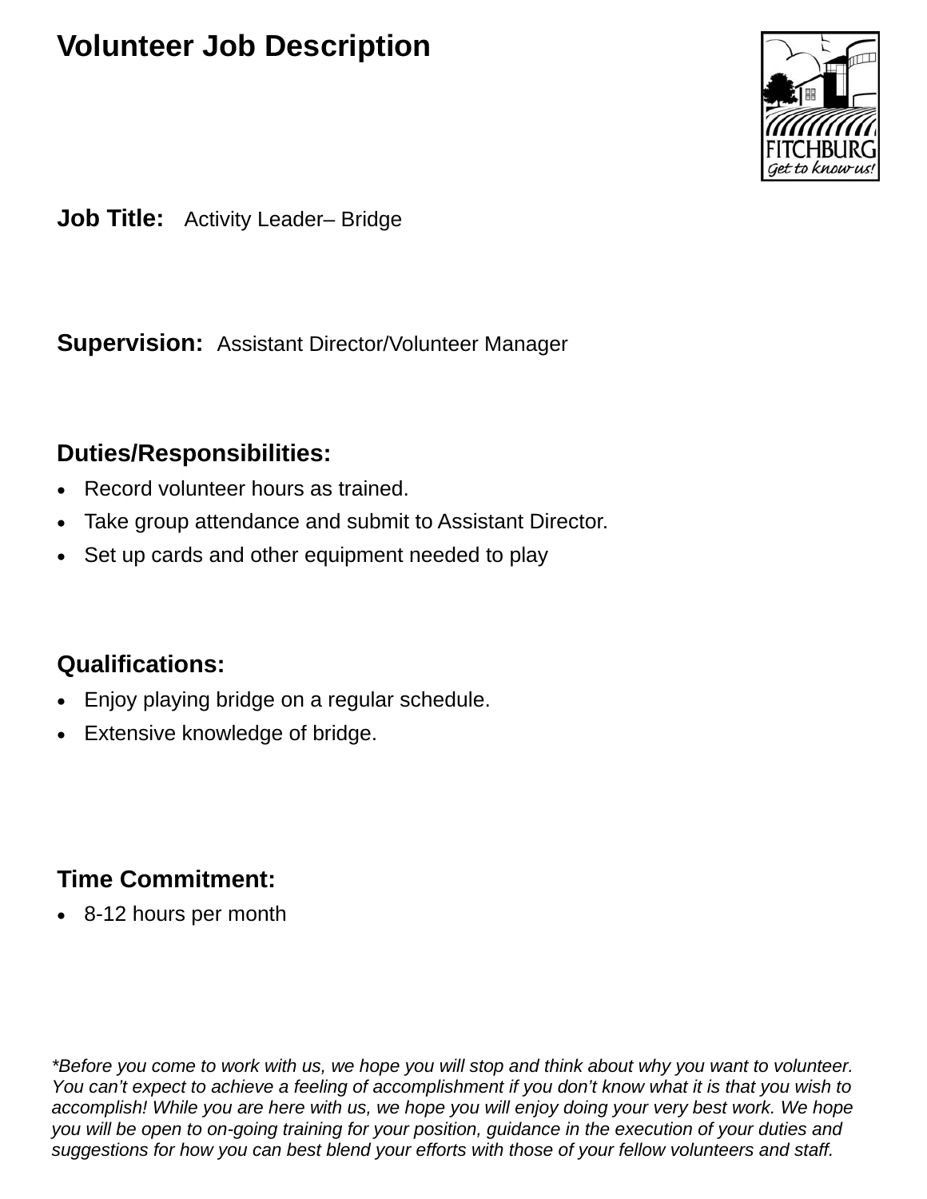# Volunteer Job Description

**Job Title:** Activity Leader– Bridge

**Supervision:** Assistant Director/Volunteer Manager

## Duties/Responsibilities:

- Record volunteer hours as trained.
- Take group attendance and submit to Assistant Director.
- Set up cards and other equipment needed to play

## Qualifications:

- Enjoy playing bridge on a regular schedule.
- Extensive knowledge of bridge.

## Time Commitment:

- 8-12 hours per month

*\*Before you come to work with us, we hope you will stop and think about why you want to volunteer. You can't expect to achieve a feeling of accomplishment if you don't know what it is that you wish to accomplish! While you are here with us, we hope you will enjoy doing your very best work. We hope you will be open to on-going training for your position, guidance in the execution of your duties and suggestions for how you can best blend your efforts with those of your fellow volunteers and staff.*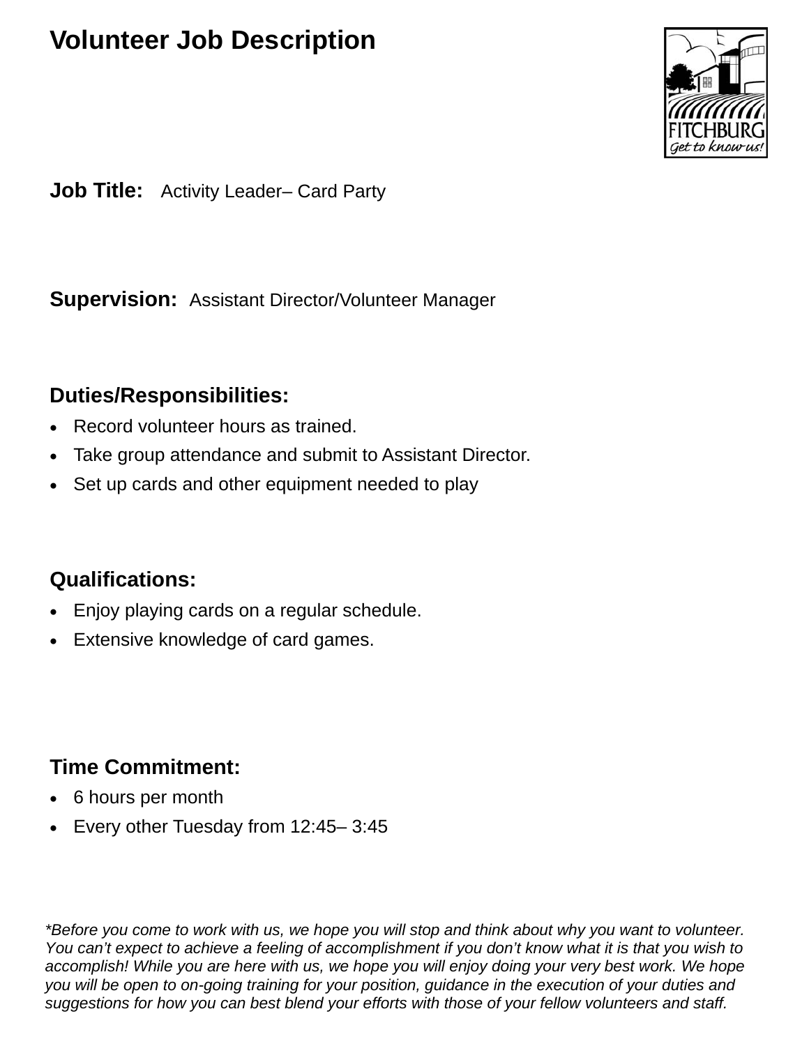# Volunteer Job Description

**Job Title:** Activity Leader– Card Party

**Supervision:** Assistant Director/Volunteer Manager

## Duties/Responsibilities:

- Record volunteer hours as trained.
- Take group attendance and submit to Assistant Director.
- Set up cards and other equipment needed to play

## Qualifications:

- Enjoy playing cards on a regular schedule.
- Extensive knowledge of card games.

## Time Commitment:

- 6 hours per month
- Every other Tuesday from 12:45– 3:45

*\*Before you come to work with us, we hope you will stop and think about why you want to volunteer. You can't expect to achieve a feeling of accomplishment if you don't know what it is that you wish to accomplish! While you are here with us, we hope you will enjoy doing your very best work. We hope you will be open to on-going training for your position, guidance in the execution of your duties and suggestions for how you can best blend your efforts with those of your fellow volunteers and staff.*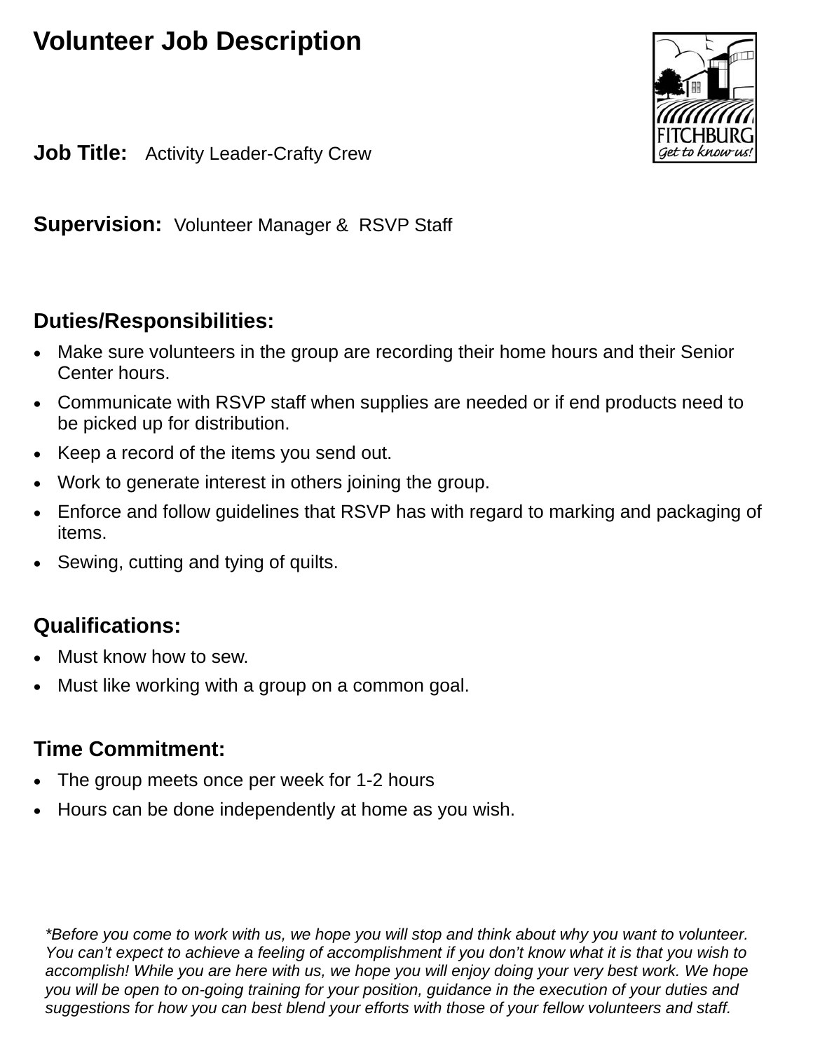# Volunteer Job Description

**Job Title:** Activity Leader-Crafty Crew

**Supervision:** Volunteer Manager & RSVP Staff

## Duties/Responsibilities:

- Make sure volunteers in the group are recording their home hours and their Senior Center hours.
- Communicate with RSVP staff when supplies are needed or if end products need to be picked up for distribution.
- Keep a record of the items you send out.
- Work to generate interest in others joining the group.
- Enforce and follow guidelines that RSVP has with regard to marking and packaging of items.
- Sewing, cutting and tying of quilts.

## Qualifications:

- Must know how to sew.
- Must like working with a group on a common goal.

## Time Commitment:

- The group meets once per week for 1-2 hours
- Hours can be done independently at home as you wish.

*\*Before you come to work with us, we hope you will stop and think about why you want to volunteer. You can't expect to achieve a feeling of accomplishment if you don't know what it is that you wish to accomplish! While you are here with us, we hope you will enjoy doing your very best work. We hope you will be open to on-going training for your position, guidance in the execution of your duties and suggestions for how you can best blend your efforts with those of your fellow volunteers and staff.*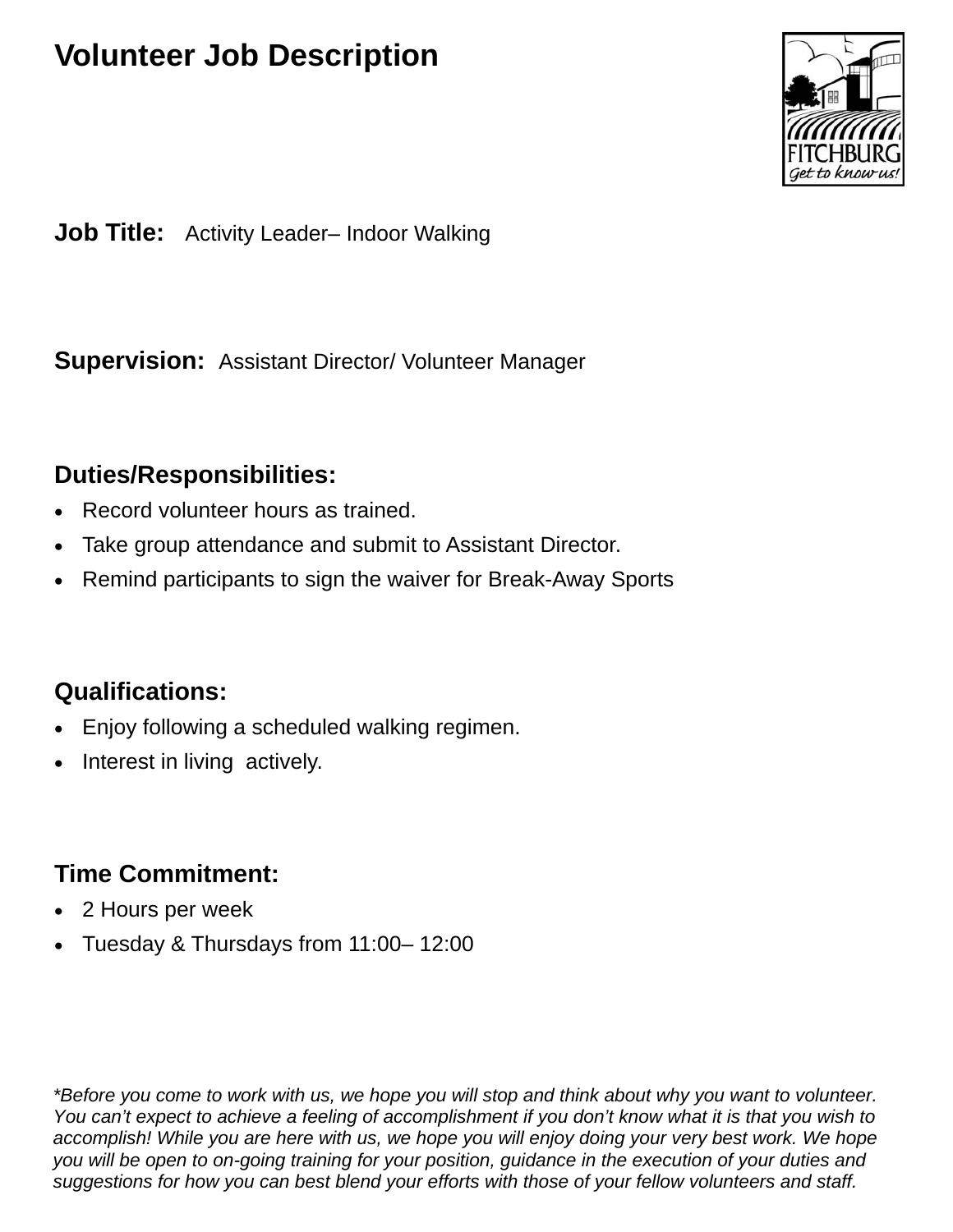# Volunteer Job Description

**Job Title:** Activity Leader– Indoor Walking

**Supervision:** Assistant Director/ Volunteer Manager

## Duties/Responsibilities:

- Record volunteer hours as trained.
- Take group attendance and submit to Assistant Director.
- Remind participants to sign the waiver for Break-Away Sports

## Qualifications:

- Enjoy following a scheduled walking regimen.
- Interest in living actively.

## Time Commitment:

- 2 Hours per week
- Tuesday & Thursdays from 11:00– 12:00

*\*Before you come to work with us, we hope you will stop and think about why you want to volunteer. You can't expect to achieve a feeling of accomplishment if you don't know what it is that you wish to accomplish! While you are here with us, we hope you will enjoy doing your very best work. We hope you will be open to on-going training for your position, guidance in the execution of your duties and suggestions for how you can best blend your efforts with those of your fellow volunteers and staff.*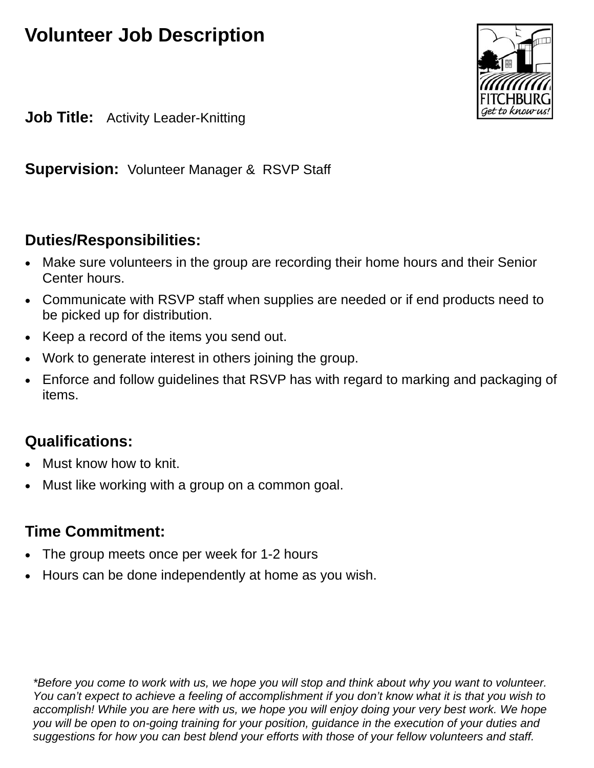# Volunteer Job Description

**Job Title:** Activity Leader-Knitting

**Supervision:** Volunteer Manager & RSVP Staff

## Duties/Responsibilities:

- Make sure volunteers in the group are recording their home hours and their Senior Center hours.
- Communicate with RSVP staff when supplies are needed or if end products need to be picked up for distribution.
- Keep a record of the items you send out.
- Work to generate interest in others joining the group.
- Enforce and follow guidelines that RSVP has with regard to marking and packaging of items.

## Qualifications:

- Must know how to knit.
- Must like working with a group on a common goal.

## Time Commitment:

- The group meets once per week for 1-2 hours
- Hours can be done independently at home as you wish.

*\*Before you come to work with us, we hope you will stop and think about why you want to volunteer. You can't expect to achieve a feeling of accomplishment if you don't know what it is that you wish to accomplish! While you are here with us, we hope you will enjoy doing your very best work. We hope you will be open to on-going training for your position, guidance in the execution of your duties and suggestions for how you can best blend your efforts with those of your fellow volunteers and staff.*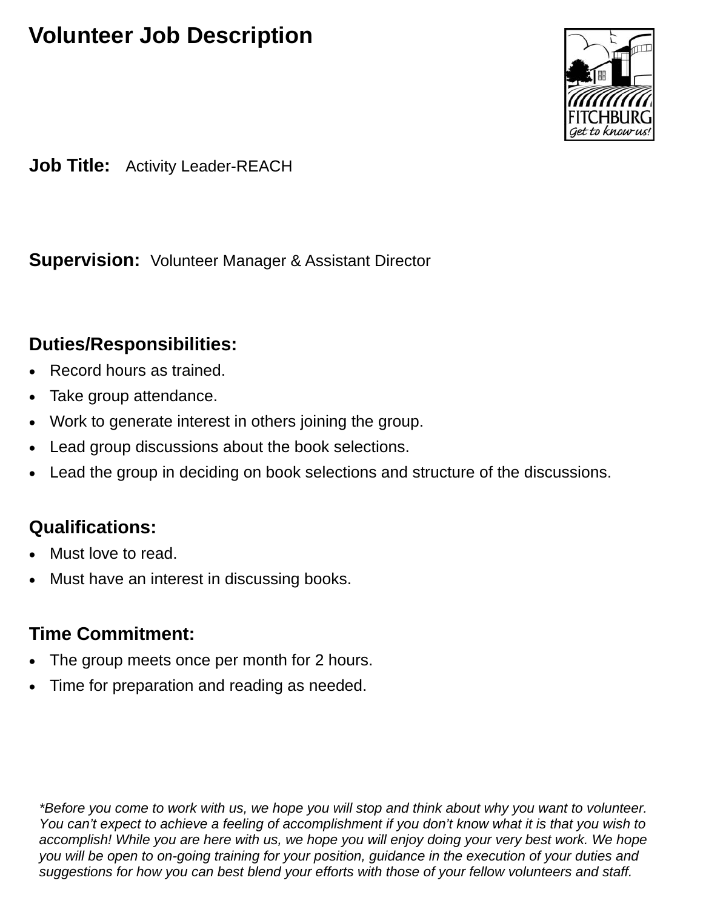# Volunteer Job Description

**Job Title:** Activity Leader-REACH

**Supervision:** Volunteer Manager & Assistant Director

## Duties/Responsibilities:

- Record hours as trained.
- Take group attendance.
- Work to generate interest in others joining the group.
- Lead group discussions about the book selections.
- Lead the group in deciding on book selections and structure of the discussions.

## Qualifications:

- Must love to read.
- Must have an interest in discussing books.

## Time Commitment:

- The group meets once per month for 2 hours.
- Time for preparation and reading as needed.

*\*Before you come to work with us, we hope you will stop and think about why you want to volunteer. You can't expect to achieve a feeling of accomplishment if you don't know what it is that you wish to accomplish! While you are here with us, we hope you will enjoy doing your very best work. We hope you will be open to on-going training for your position, guidance in the execution of your duties and suggestions for how you can best blend your efforts with those of your fellow volunteers and staff.*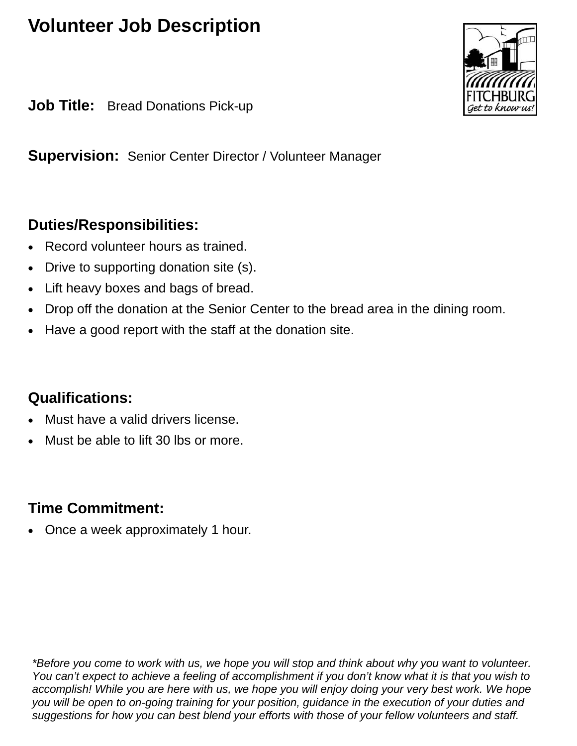# Volunteer Job Description

**Job Title:** Bread Donations Pick-up

**Supervision:** Senior Center Director / Volunteer Manager

## Duties/Responsibilities:

- Record volunteer hours as trained.
- Drive to supporting donation site (s).
- Lift heavy boxes and bags of bread.
- Drop off the donation at the Senior Center to the bread area in the dining room.
- Have a good report with the staff at the donation site.

## Qualifications:

- Must have a valid drivers license.
- Must be able to lift 30 lbs or more.

## Time Commitment:

- Once a week approximately 1 hour.

*\*Before you come to work with us, we hope you will stop and think about why you want to volunteer. You can't expect to achieve a feeling of accomplishment if you don't know what it is that you wish to accomplish! While you are here with us, we hope you will enjoy doing your very best work. We hope you will be open to on-going training for your position, guidance in the execution of your duties and suggestions for how you can best blend your efforts with those of your fellow volunteers and staff.*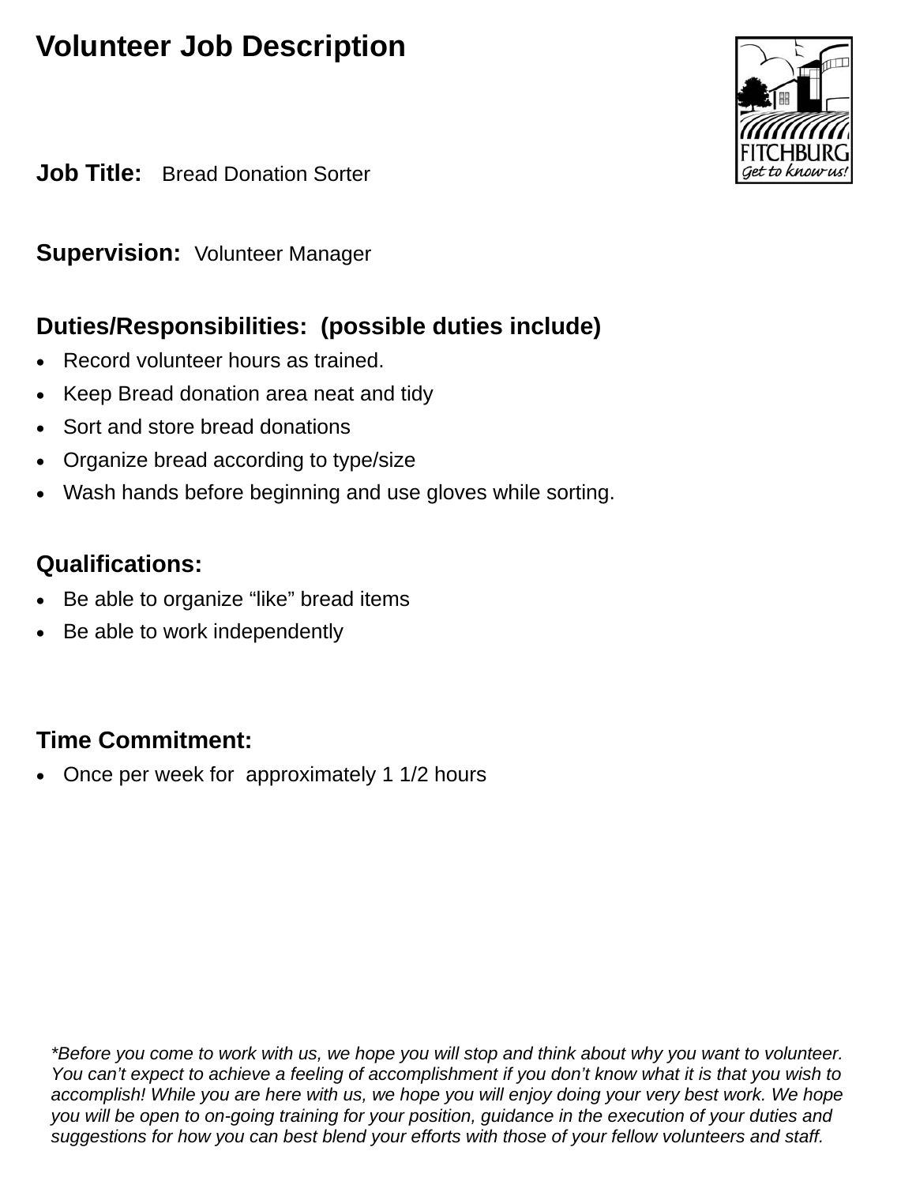# Volunteer Job Description

**Job Title:** Bread Donation Sorter

**Supervision:** Volunteer Manager

**Duties/Responsibilities: (possible duties include)**

- Record volunteer hours as trained.
- Keep Bread donation area neat and tidy
- Sort and store bread donations
- Organize bread according to type/size
- Wash hands before beginning and use gloves while sorting.

**Qualifications:**

- Be able to organize “like” bread items
- Be able to work independently

**Time Commitment:**

- Once per week for approximately 1 1/2 hours

*\*Before you come to work with us, we hope you will stop and think about why you want to volunteer. You can't expect to achieve a feeling of accomplishment if you don't know what it is that you wish to accomplish! While you are here with us, we hope you will enjoy doing your very best work. We hope you will be open to on-going training for your position, guidance in the execution of your duties and suggestions for how you can best blend your efforts with those of your fellow volunteers and staff.*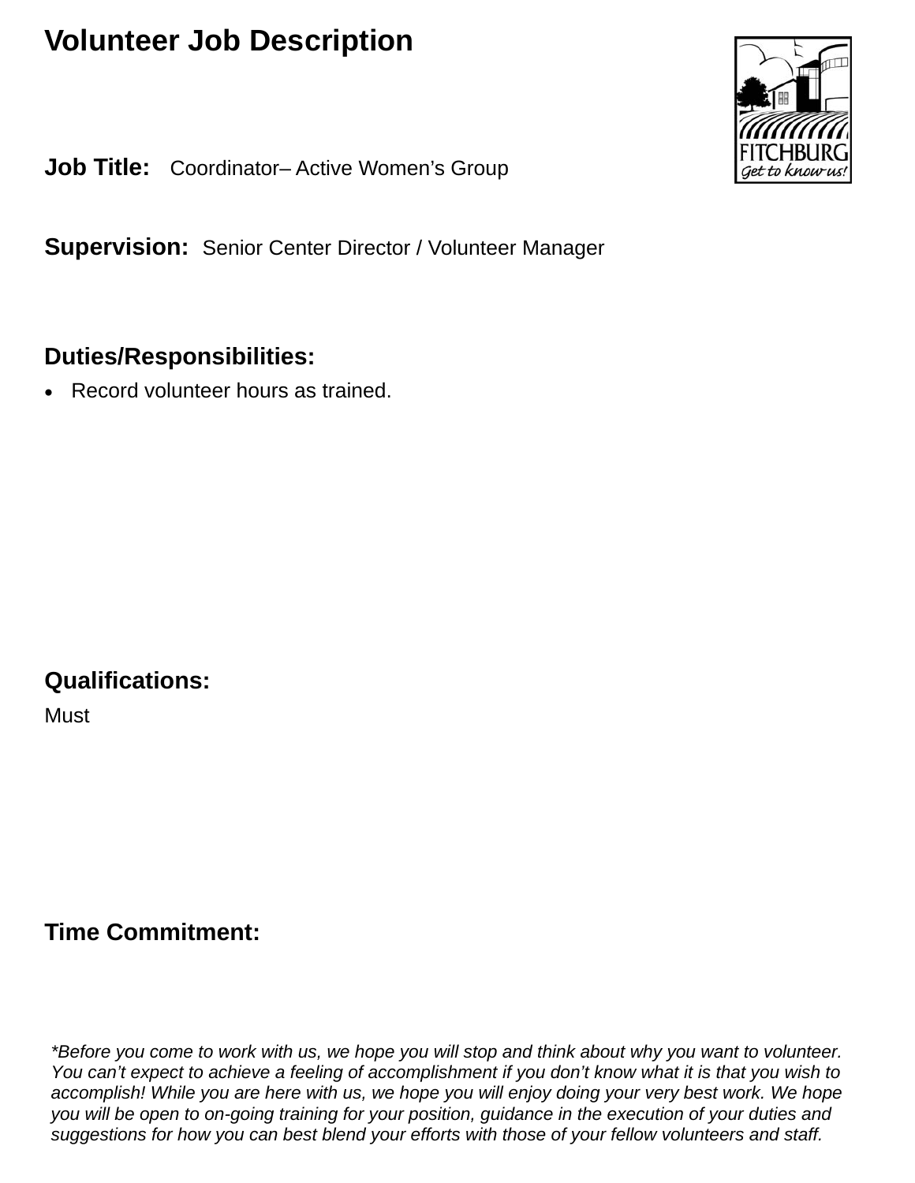# Volunteer Job Description

**Job Title:** Coordinator– Active Women's Group

**Supervision:** Senior Center Director / Volunteer Manager

## Duties/Responsibilities:

- Record volunteer hours as trained.

## Qualifications:

Must

## Time Commitment:

*\*Before you come to work with us, we hope you will stop and think about why you want to volunteer. You can't expect to achieve a feeling of accomplishment if you don't know what it is that you wish to accomplish! While you are here with us, we hope you will enjoy doing your very best work. We hope you will be open to on-going training for your position, guidance in the execution of your duties and suggestions for how you can best blend your efforts with those of your fellow volunteers and staff.*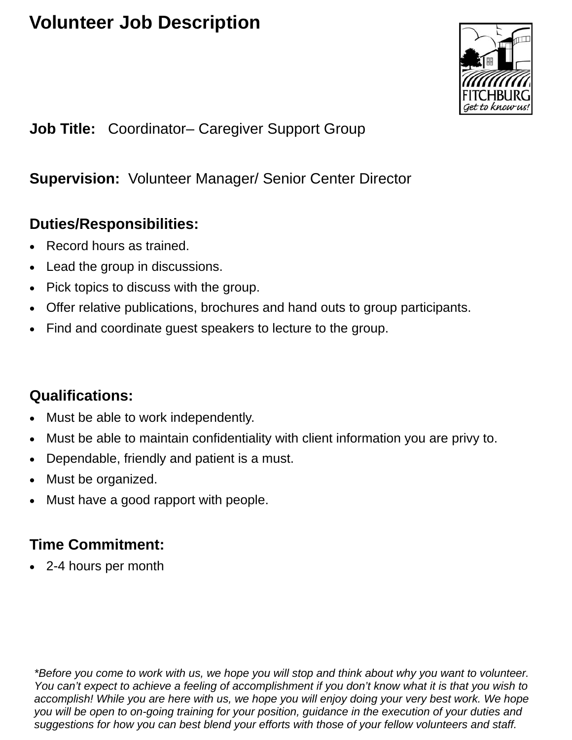# Volunteer Job Description

**Job Title:** Coordinator– Caregiver Support Group

**Supervision:** Volunteer Manager/ Senior Center Director

## Duties/Responsibilities:

- Record hours as trained.
- Lead the group in discussions.
- Pick topics to discuss with the group.
- Offer relative publications, brochures and hand outs to group participants.
- Find and coordinate guest speakers to lecture to the group.

## Qualifications:

- Must be able to work independently.
- Must be able to maintain confidentiality with client information you are privy to.
- Dependable, friendly and patient is a must.
- Must be organized.
- Must have a good rapport with people.

## Time Commitment:

- 2-4 hours per month

*\*Before you come to work with us, we hope you will stop and think about why you want to volunteer. You can't expect to achieve a feeling of accomplishment if you don't know what it is that you wish to accomplish! While you are here with us, we hope you will enjoy doing your very best work. We hope you will be open to on-going training for your position, guidance in the execution of your duties and suggestions for how you can best blend your efforts with those of your fellow volunteers and staff.*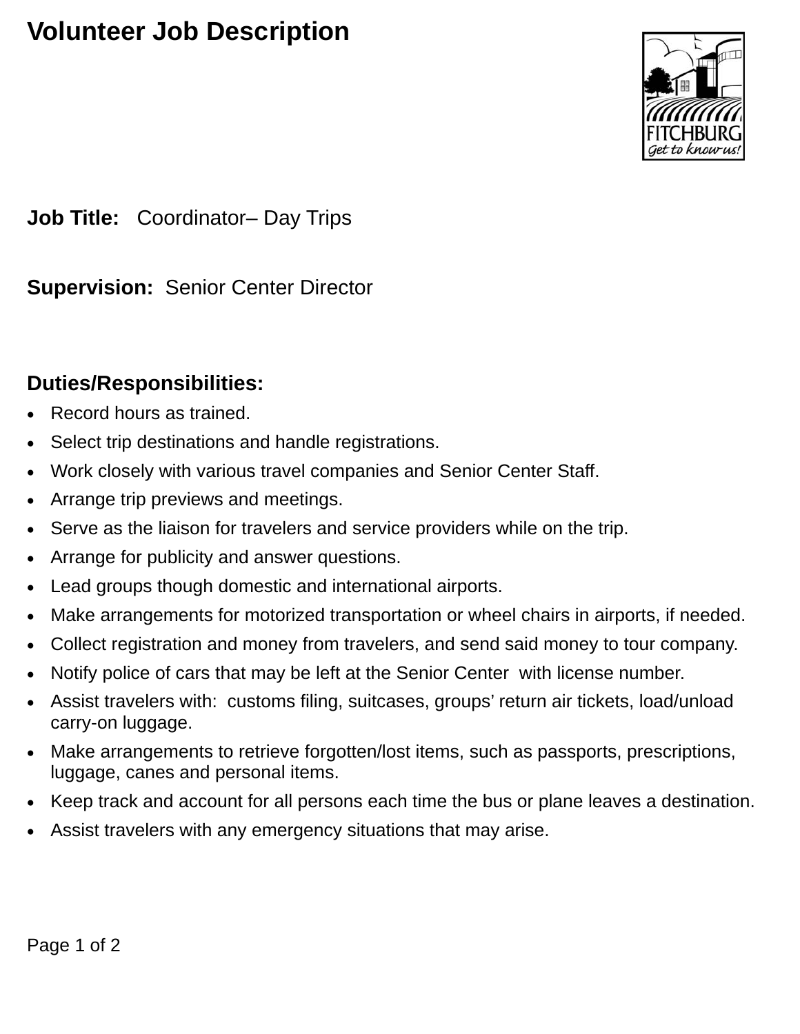# Volunteer Job Description

**Job Title:** Coordinator– Day Trips

**Supervision:** Senior Center Director

## Duties/Responsibilities:

- Record hours as trained.
- Select trip destinations and handle registrations.
- Work closely with various travel companies and Senior Center Staff.
- Arrange trip previews and meetings.
- Serve as the liaison for travelers and service providers while on the trip.
- Arrange for publicity and answer questions.
- Lead groups though domestic and international airports.
- Make arrangements for motorized transportation or wheel chairs in airports, if needed.
- Collect registration and money from travelers, and send said money to tour company.
- Notify police of cars that may be left at the Senior Center with license number.
- Assist travelers with: customs filing, suitcases, groups' return air tickets, load/unload carry-on luggage.
- Make arrangements to retrieve forgotten/lost items, such as passports, prescriptions, luggage, canes and personal items.
- Keep track and account for all persons each time the bus or plane leaves a destination.
- Assist travelers with any emergency situations that may arise.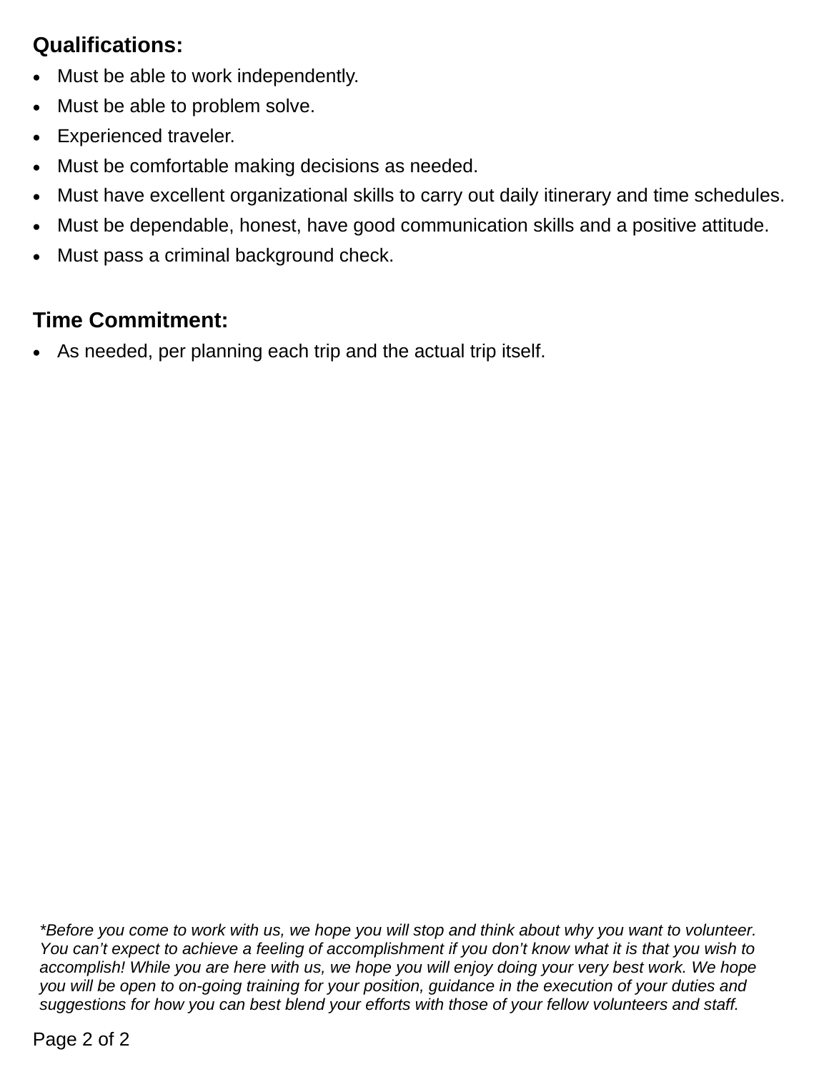### Qualifications:

- Must be able to work independently.
- Must be able to problem solve.
- Experienced traveler.
- Must be comfortable making decisions as needed.
- Must have excellent organizational skills to carry out daily itinerary and time schedules.
- Must be dependable, honest, have good communication skills and a positive attitude.
- Must pass a criminal background check.

### Time Commitment:

- As needed, per planning each trip and the actual trip itself.

*\*Before you come to work with us, we hope you will stop and think about why you want to volunteer. You can't expect to achieve a feeling of accomplishment if you don't know what it is that you wish to accomplish! While you are here with us, we hope you will enjoy doing your very best work. We hope you will be open to on-going training for your position, guidance in the execution of your duties and suggestions for how you can best blend your efforts with those of your fellow volunteers and staff.*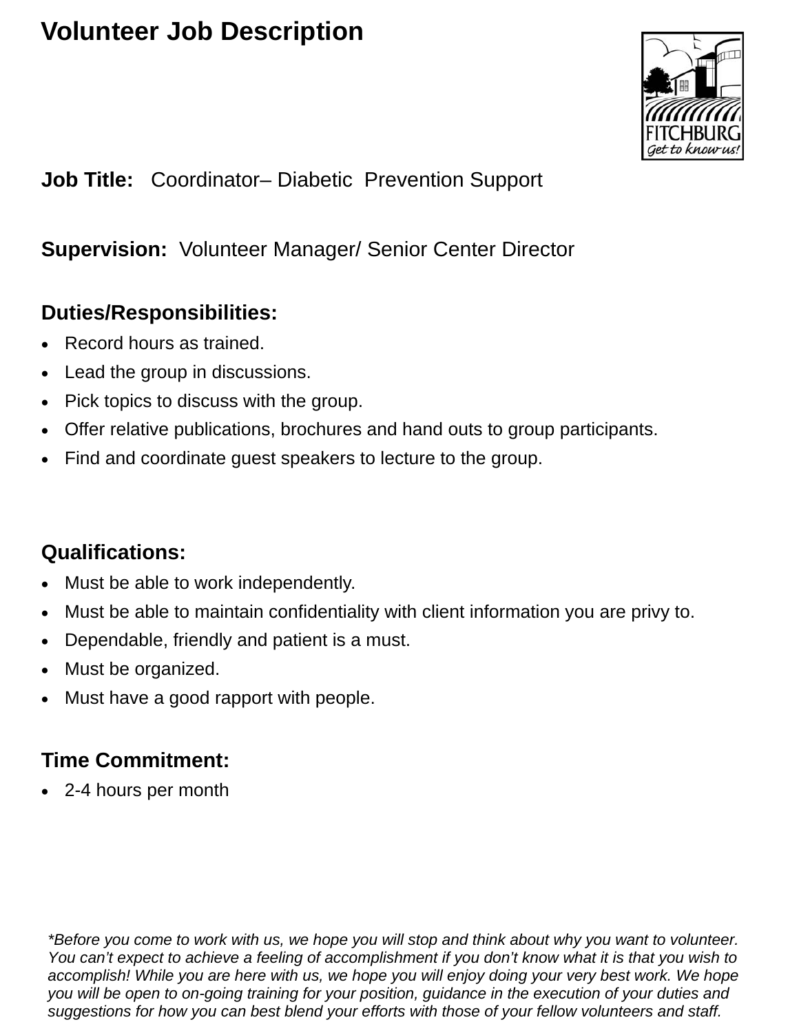# Volunteer Job Description

**Job Title:** Coordinator– Diabetic Prevention Support

**Supervision:** Volunteer Manager/ Senior Center Director

## Duties/Responsibilities:

- Record hours as trained.
- Lead the group in discussions.
- Pick topics to discuss with the group.
- Offer relative publications, brochures and hand outs to group participants.
- Find and coordinate guest speakers to lecture to the group.

## Qualifications:

- Must be able to work independently.
- Must be able to maintain confidentiality with client information you are privy to.
- Dependable, friendly and patient is a must.
- Must be organized.
- Must have a good rapport with people.

## Time Commitment:

- 2-4 hours per month

*\*Before you come to work with us, we hope you will stop and think about why you want to volunteer. You can't expect to achieve a feeling of accomplishment if you don't know what it is that you wish to accomplish! While you are here with us, we hope you will enjoy doing your very best work. We hope you will be open to on-going training for your position, guidance in the execution of your duties and suggestions for how you can best blend your efforts with those of your fellow volunteers and staff.*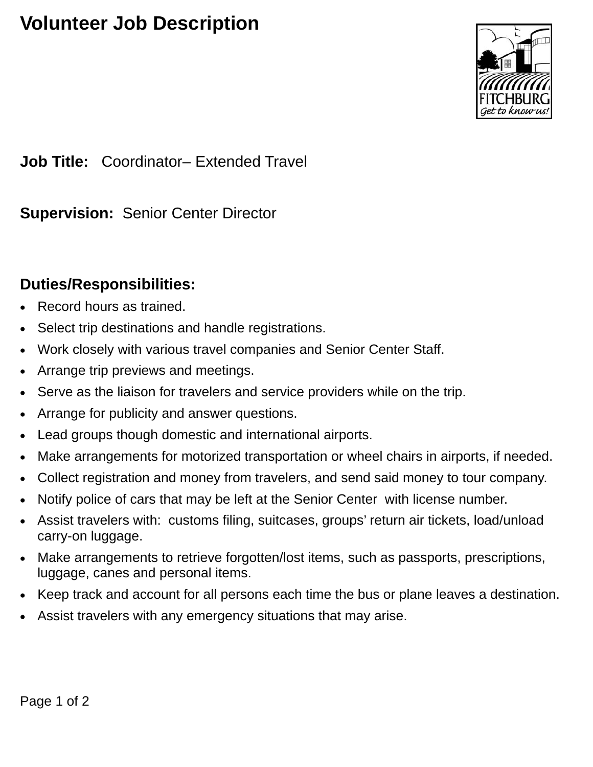# Volunteer Job Description

FITCHBURG
Get to know us!

**Job Title:** Coordinator– Extended Travel

**Supervision:** Senior Center Director

**Duties/Responsibilities:**

- Record hours as trained.
- Select trip destinations and handle registrations.
- Work closely with various travel companies and Senior Center Staff.
- Arrange trip previews and meetings.
- Serve as the liaison for travelers and service providers while on the trip.
- Arrange for publicity and answer questions.
- Lead groups though domestic and international airports.
- Make arrangements for motorized transportation or wheel chairs in airports, if needed.
- Collect registration and money from travelers, and send said money to tour company.
- Notify police of cars that may be left at the Senior Center with license number.
- Assist travelers with: customs filing, suitcases, groups' return air tickets, load/unload carry-on luggage.
- Make arrangements to retrieve forgotten/lost items, such as passports, prescriptions, luggage, canes and personal items.
- Keep track and account for all persons each time the bus or plane leaves a destination.
- Assist travelers with any emergency situations that may arise.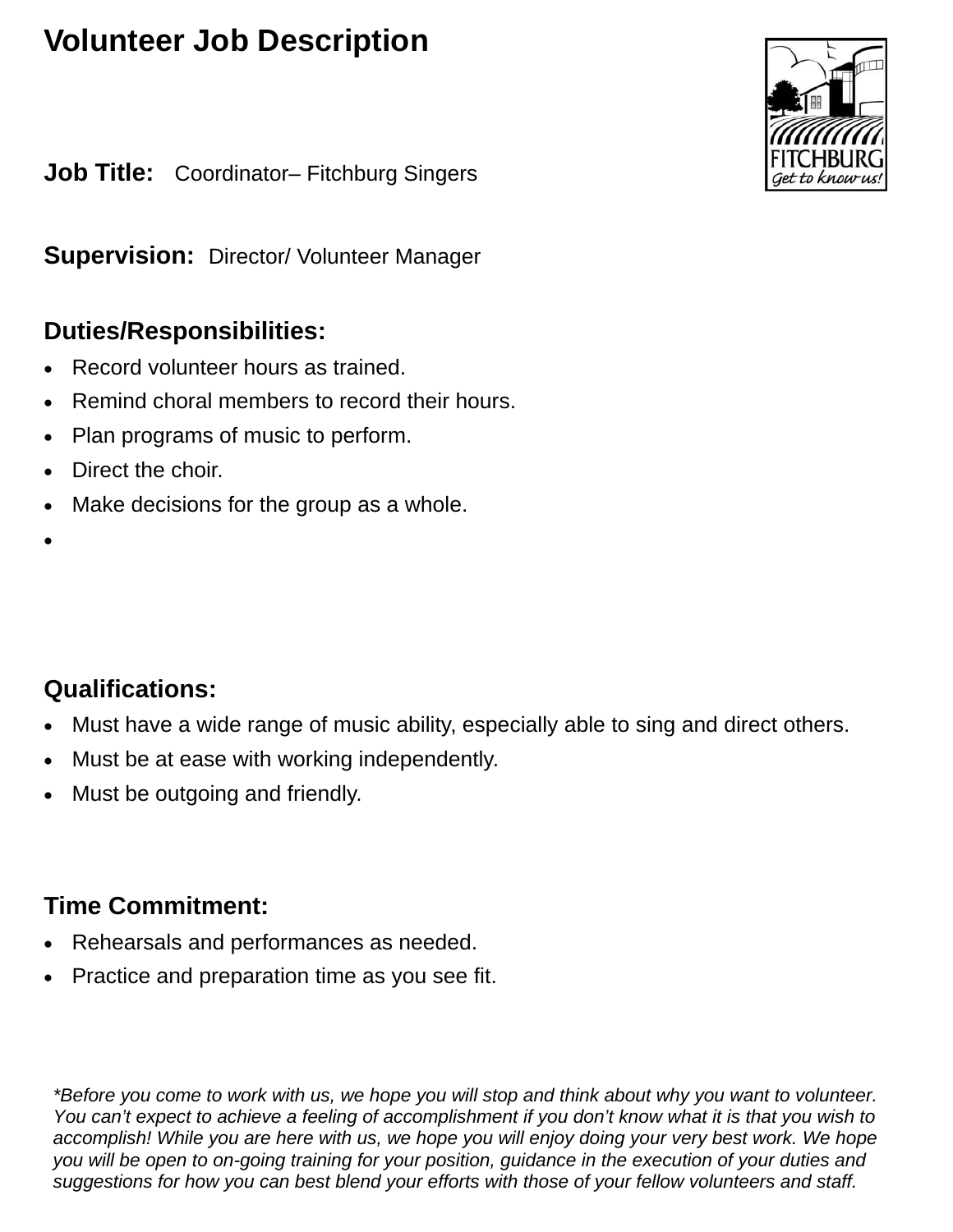# Volunteer Job Description

**Job Title:** Coordinator– Fitchburg Singers

**Supervision:** Director/ Volunteer Manager

**Duties/Responsibilities:**

- Record volunteer hours as trained.
- Remind choral members to record their hours.
- Plan programs of music to perform.
- Direct the choir.
- Make decisions for the group as a whole.

**Qualifications:**

- Must have a wide range of music ability, especially able to sing and direct others.
- Must be at ease with working independently.
- Must be outgoing and friendly.

**Time Commitment:**

- Rehearsals and performances as needed.
- Practice and preparation time as you see fit.

*\*Before you come to work with us, we hope you will stop and think about why you want to volunteer. You can't expect to achieve a feeling of accomplishment if you don't know what it is that you wish to accomplish! While you are here with us, we hope you will enjoy doing your very best work. We hope you will be open to on-going training for your position, guidance in the execution of your duties and suggestions for how you can best blend your efforts with those of your fellow volunteers and staff.*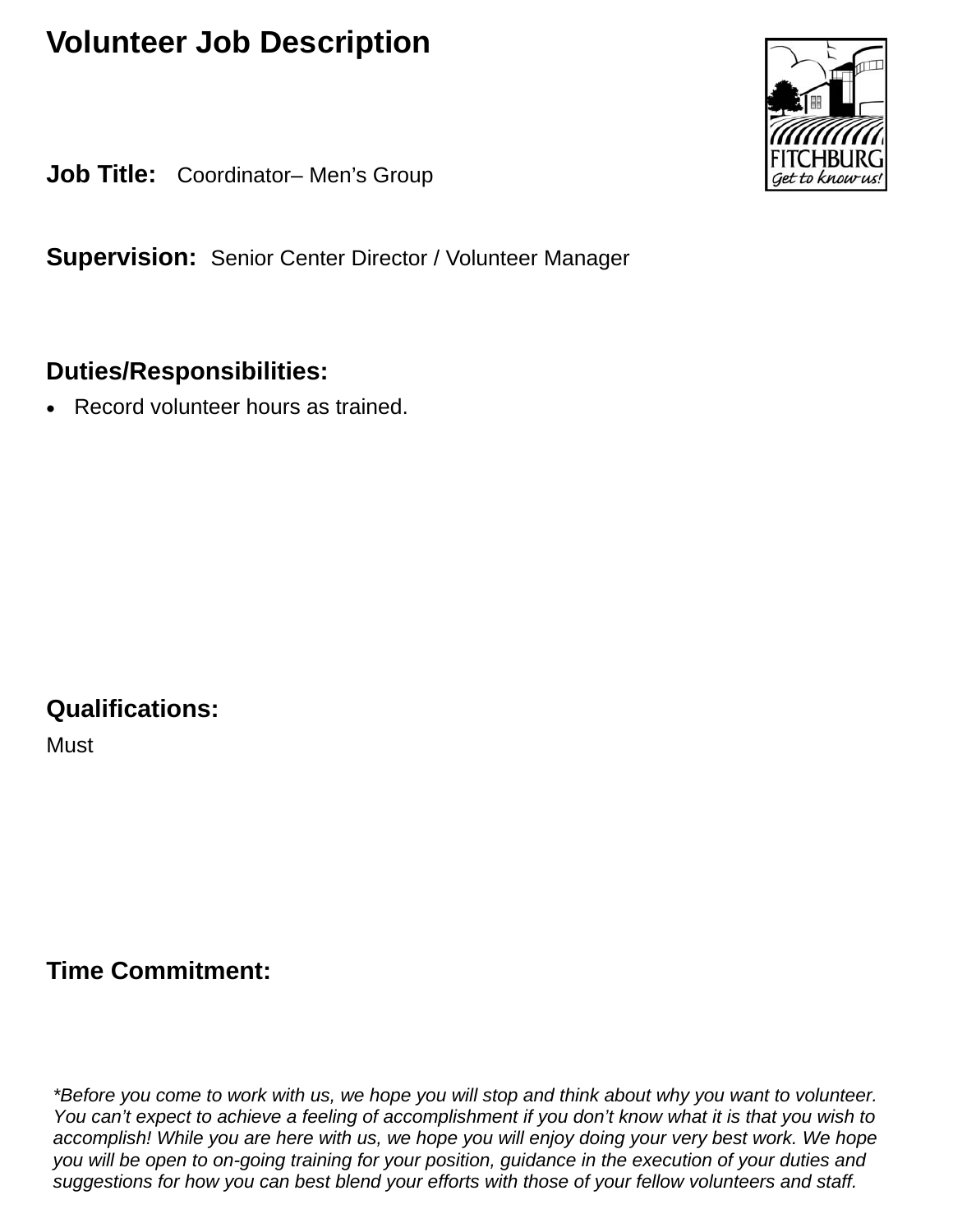# Volunteer Job Description

**Job Title:** Coordinator– Men's Group

**Supervision:** Senior Center Director / Volunteer Manager

**Duties/Responsibilities:**

- Record volunteer hours as trained.

**Qualifications:**

Must

**Time Commitment:**

*\*Before you come to work with us, we hope you will stop and think about why you want to volunteer. You can't expect to achieve a feeling of accomplishment if you don't know what it is that you wish to accomplish! While you are here with us, we hope you will enjoy doing your very best work. We hope you will be open to on-going training for your position, guidance in the execution of your duties and suggestions for how you can best blend your efforts with those of your fellow volunteers and staff.*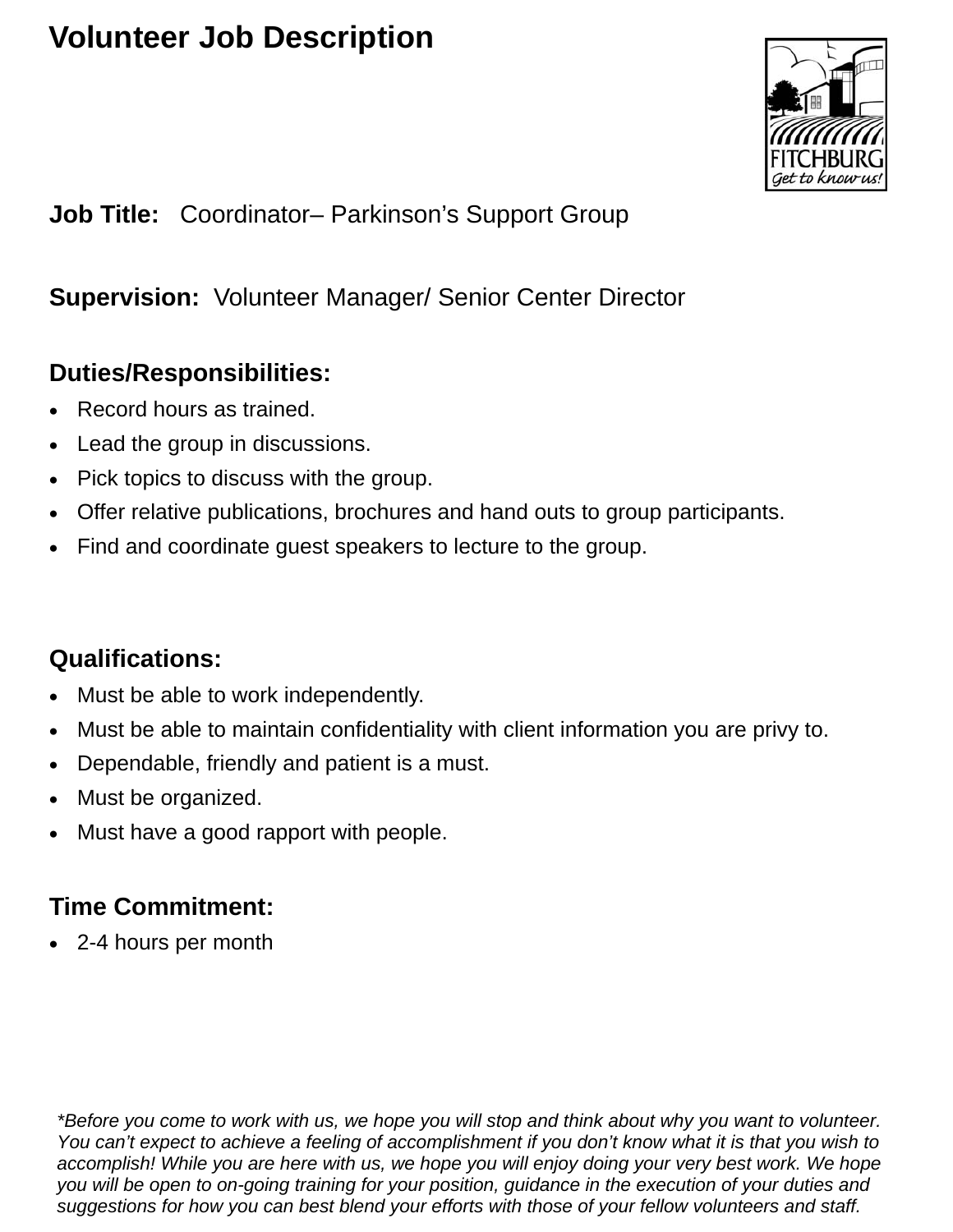# Volunteer Job Description

**Job Title:** Coordinator– Parkinson's Support Group

**Supervision:** Volunteer Manager/ Senior Center Director

## Duties/Responsibilities:

- Record hours as trained.
- Lead the group in discussions.
- Pick topics to discuss with the group.
- Offer relative publications, brochures and hand outs to group participants.
- Find and coordinate guest speakers to lecture to the group.

## Qualifications:

- Must be able to work independently.
- Must be able to maintain confidentiality with client information you are privy to.
- Dependable, friendly and patient is a must.
- Must be organized.
- Must have a good rapport with people.

## Time Commitment:

- 2-4 hours per month

*\*Before you come to work with us, we hope you will stop and think about why you want to volunteer. You can't expect to achieve a feeling of accomplishment if you don't know what it is that you wish to accomplish! While you are here with us, we hope you will enjoy doing your very best work. We hope you will be open to on-going training for your position, guidance in the execution of your duties and suggestions for how you can best blend your efforts with those of your fellow volunteers and staff.*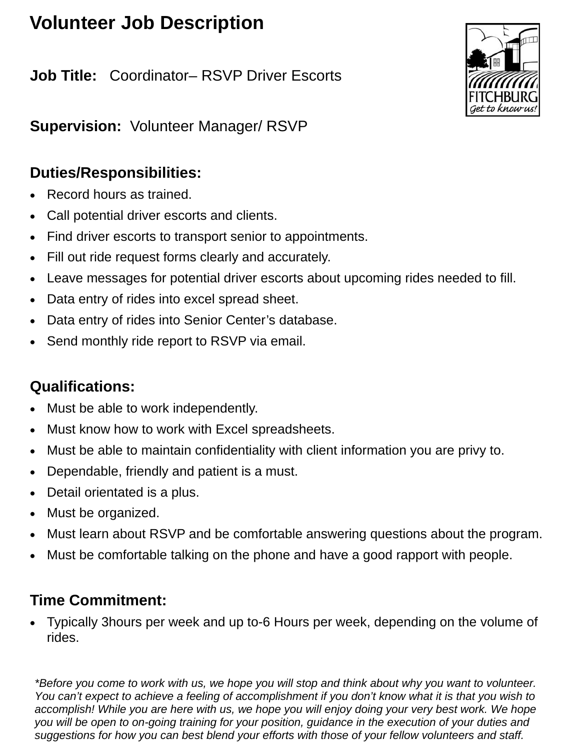# Volunteer Job Description

FITCHBURG
Get to know us!

**Job Title:** Coordinator– RSVP Driver Escorts

**Supervision:** Volunteer Manager/ RSVP

## Duties/Responsibilities:

- Record hours as trained.
- Call potential driver escorts and clients.
- Find driver escorts to transport senior to appointments.
- Fill out ride request forms clearly and accurately.
- Leave messages for potential driver escorts about upcoming rides needed to fill.
- Data entry of rides into excel spread sheet.
- Data entry of rides into Senior Center's database.
- Send monthly ride report to RSVP via email.

## Qualifications:

- Must be able to work independently.
- Must know how to work with Excel spreadsheets.
- Must be able to maintain confidentiality with client information you are privy to.
- Dependable, friendly and patient is a must.
- Detail orientated is a plus.
- Must be organized.
- Must learn about RSVP and be comfortable answering questions about the program.
- Must be comfortable talking on the phone and have a good rapport with people.

## Time Commitment:

- Typically 3hours per week and up to-6 Hours per week, depending on the volume of rides.

*\*Before you come to work with us, we hope you will stop and think about why you want to volunteer. You can't expect to achieve a feeling of accomplishment if you don't know what it is that you wish to accomplish! While you are here with us, we hope you will enjoy doing your very best work. We hope you will be open to on-going training for your position, guidance in the execution of your duties and suggestions for how you can best blend your efforts with those of your fellow volunteers and staff.*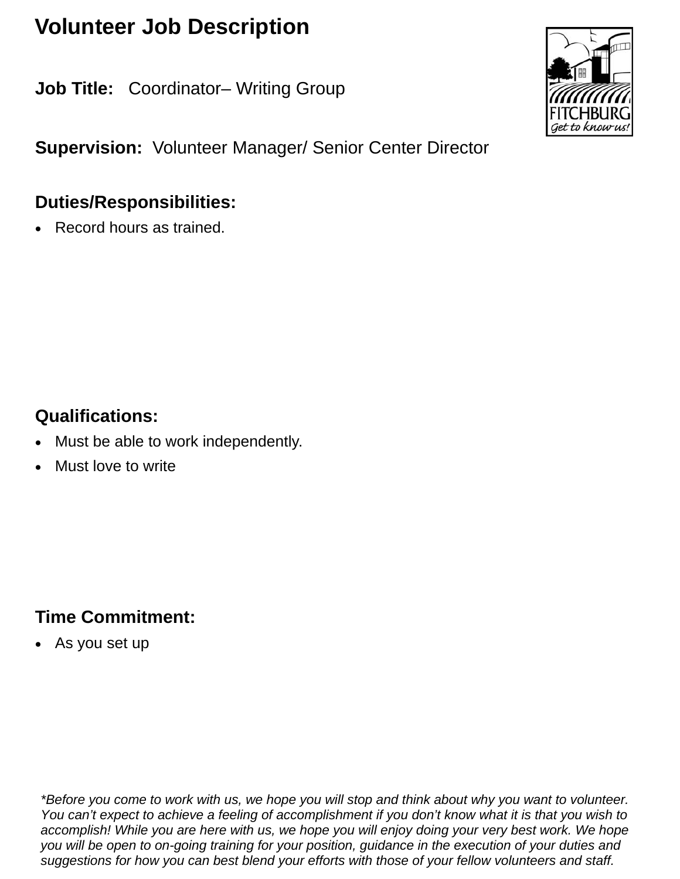# Volunteer Job Description

**Job Title:** Coordinator– Writing Group

**Supervision:** Volunteer Manager/ Senior Center Director

## Duties/Responsibilities:

- Record hours as trained.

## Qualifications:

- Must be able to work independently.
- Must love to write

## Time Commitment:

- As you set up

*\*Before you come to work with us, we hope you will stop and think about why you want to volunteer. You can't expect to achieve a feeling of accomplishment if you don't know what it is that you wish to accomplish! While you are here with us, we hope you will enjoy doing your very best work. We hope you will be open to on-going training for your position, guidance in the execution of your duties and suggestions for how you can best blend your efforts with those of your fellow volunteers and staff.*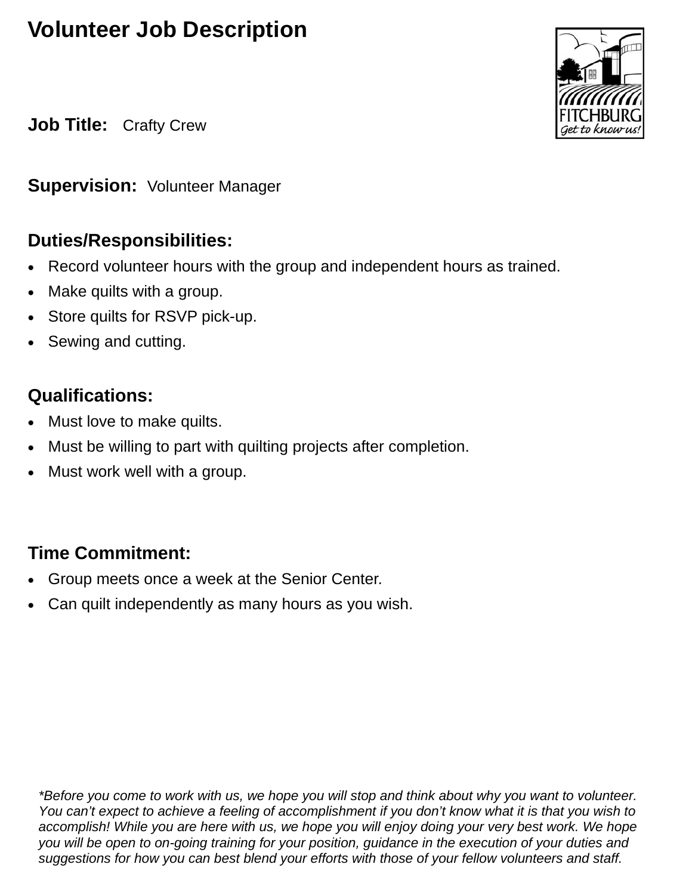# Volunteer Job Description

**Job Title:** Crafty Crew

**Supervision:** Volunteer Manager

**Duties/Responsibilities:**

- Record volunteer hours with the group and independent hours as trained.
- Make quilts with a group.
- Store quilts for RSVP pick-up.
- Sewing and cutting.

**Qualifications:**

- Must love to make quilts.
- Must be willing to part with quilting projects after completion.
- Must work well with a group.

**Time Commitment:**

- Group meets once a week at the Senior Center.
- Can quilt independently as many hours as you wish.

*\*Before you come to work with us, we hope you will stop and think about why you want to volunteer. You can't expect to achieve a feeling of accomplishment if you don't know what it is that you wish to accomplish! While you are here with us, we hope you will enjoy doing your very best work. We hope you will be open to on-going training for your position, guidance in the execution of your duties and suggestions for how you can best blend your efforts with those of your fellow volunteers and staff.*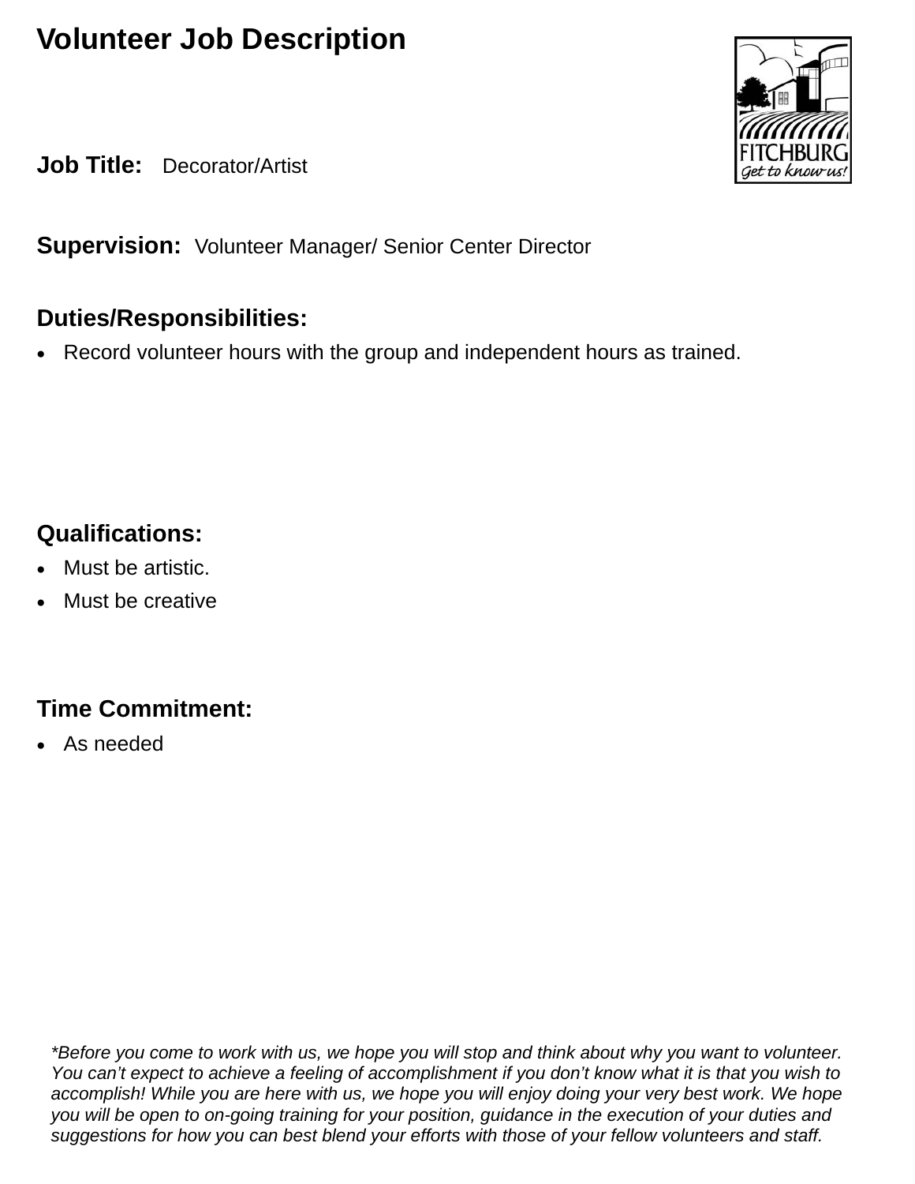# Volunteer Job Description

**Job Title:** Decorator/Artist

**Supervision:** Volunteer Manager/ Senior Center Director

## Duties/Responsibilities:

- Record volunteer hours with the group and independent hours as trained.

## Qualifications:

- Must be artistic.
- Must be creative

## Time Commitment:

- As needed

*\*Before you come to work with us, we hope you will stop and think about why you want to volunteer. You can't expect to achieve a feeling of accomplishment if you don't know what it is that you wish to accomplish! While you are here with us, we hope you will enjoy doing your very best work. We hope you will be open to on-going training for your position, guidance in the execution of your duties and suggestions for how you can best blend your efforts with those of your fellow volunteers and staff.*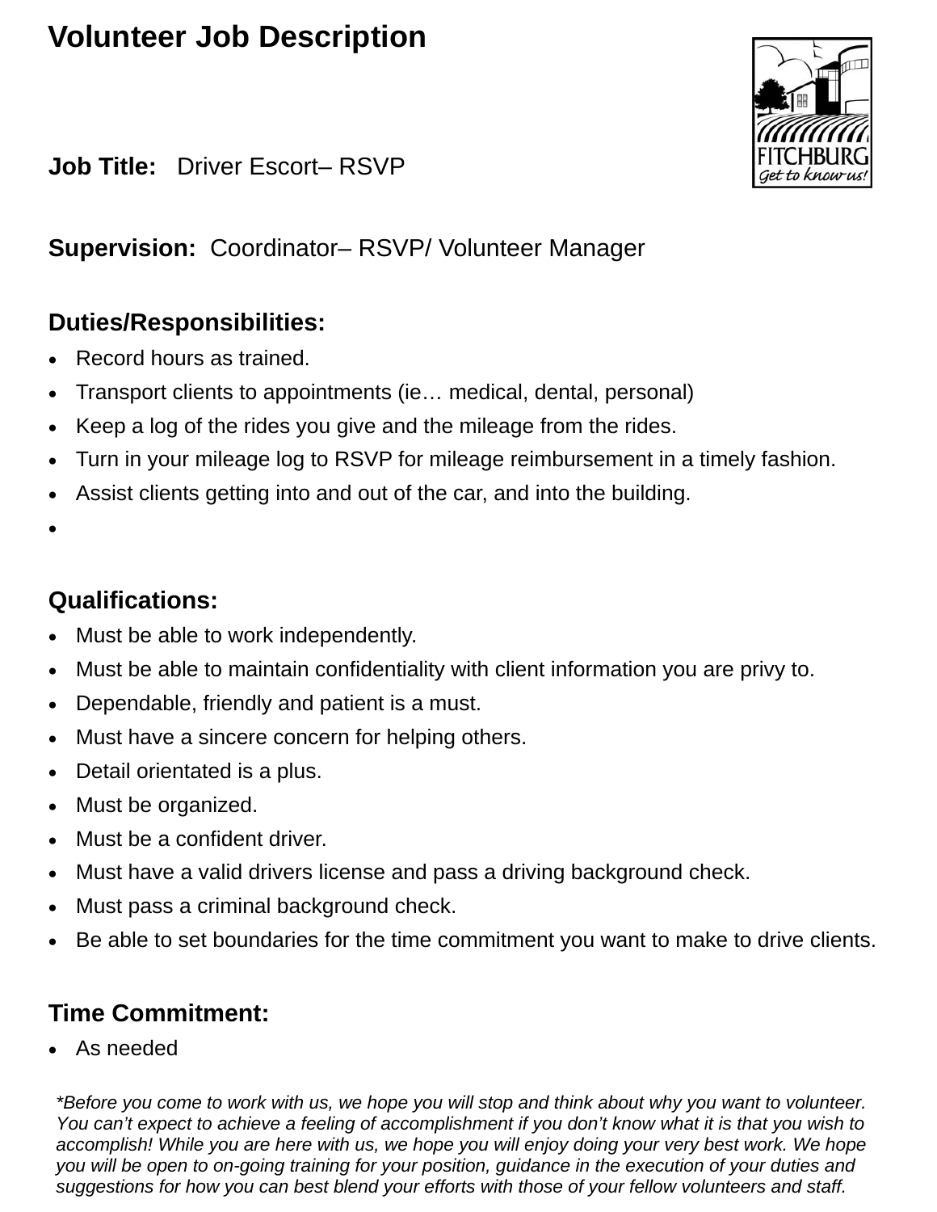# Volunteer Job Description

**Job Title:** Driver Escort– RSVP

**Supervision:** Coordinator– RSVP/ Volunteer Manager

**Duties/Responsibilities:**

- Record hours as trained.
- Transport clients to appointments (ie… medical, dental, personal)
- Keep a log of the rides you give and the mileage from the rides.
- Turn in your mileage log to RSVP for mileage reimbursement in a timely fashion.
- Assist clients getting into and out of the car, and into the building.
-

**Qualifications:**

- Must be able to work independently.
- Must be able to maintain confidentiality with client information you are privy to.
- Dependable, friendly and patient is a must.
- Must have a sincere concern for helping others.
- Detail orientated is a plus.
- Must be organized.
- Must be a confident driver.
- Must have a valid drivers license and pass a driving background check.
- Must pass a criminal background check.
- Be able to set boundaries for the time commitment you want to make to drive clients.

**Time Commitment:**

- As needed

*\*Before you come to work with us, we hope you will stop and think about why you want to volunteer. You can't expect to achieve a feeling of accomplishment if you don't know what it is that you wish to accomplish! While you are here with us, we hope you will enjoy doing your very best work. We hope you will be open to on-going training for your position, guidance in the execution of your duties and suggestions for how you can best blend your efforts with those of your fellow volunteers and staff.*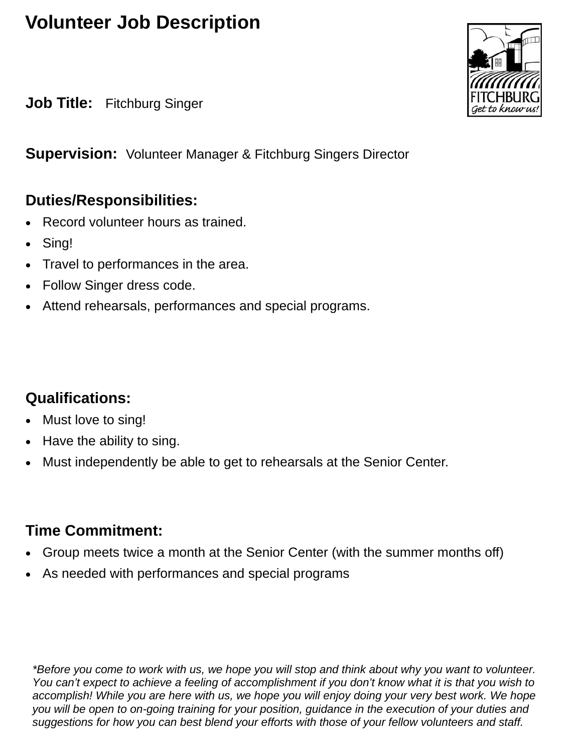# Volunteer Job Description

**Job Title:** Fitchburg Singer

**Supervision:** Volunteer Manager & Fitchburg Singers Director

**Duties/Responsibilities:**

- Record volunteer hours as trained.
- Sing!
- Travel to performances in the area.
- Follow Singer dress code.
- Attend rehearsals, performances and special programs.

**Qualifications:**

- Must love to sing!
- Have the ability to sing.
- Must independently be able to get to rehearsals at the Senior Center.

**Time Commitment:**

- Group meets twice a month at the Senior Center (with the summer months off)
- As needed with performances and special programs

*\*Before you come to work with us, we hope you will stop and think about why you want to volunteer. You can't expect to achieve a feeling of accomplishment if you don't know what it is that you wish to accomplish! While you are here with us, we hope you will enjoy doing your very best work. We hope you will be open to on-going training for your position, guidance in the execution of your duties and suggestions for how you can best blend your efforts with those of your fellow volunteers and staff.*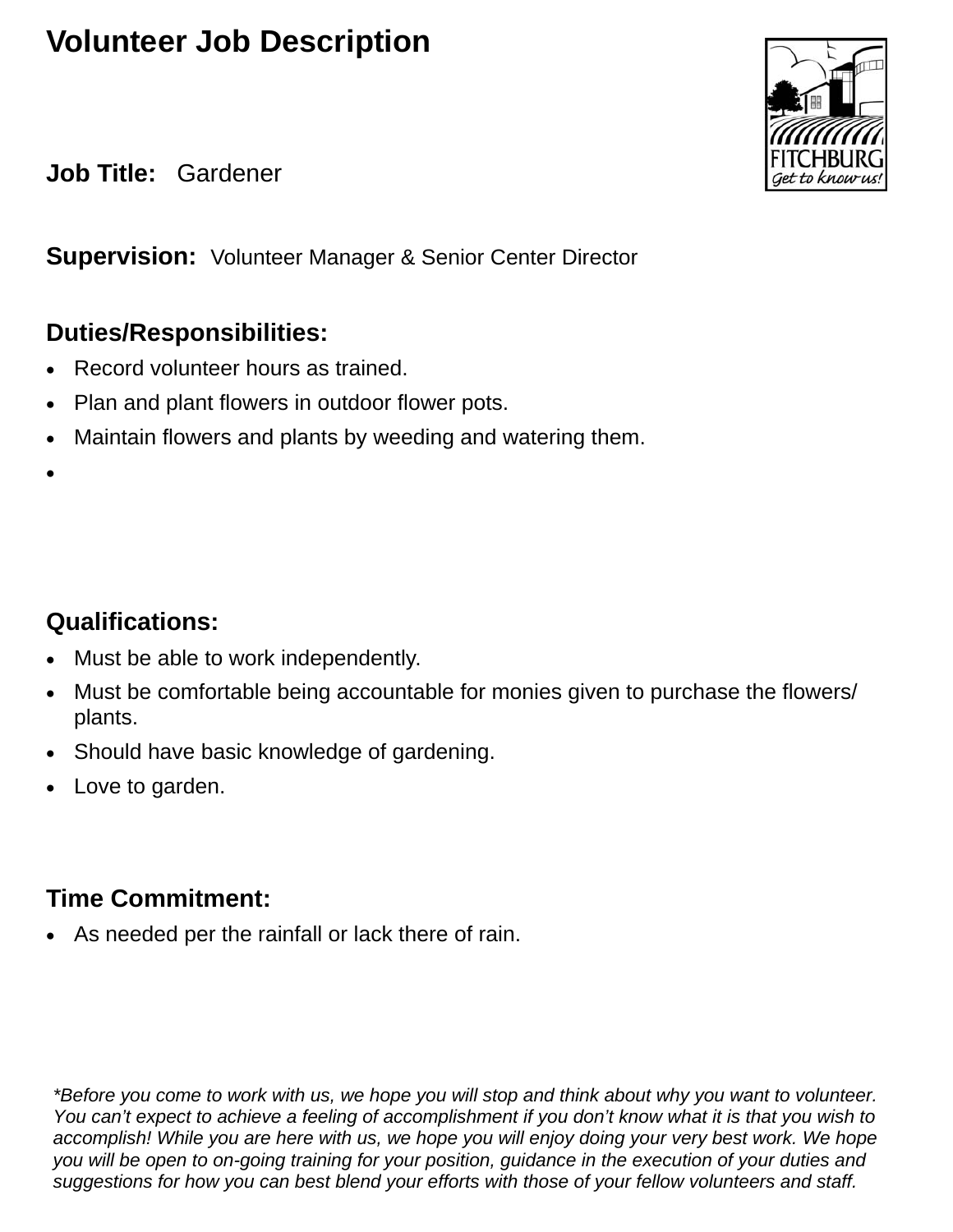# Volunteer Job Description

**Job Title:** Gardener

**Supervision:** Volunteer Manager & Senior Center Director

## Duties/Responsibilities:

- Record volunteer hours as trained.
- Plan and plant flowers in outdoor flower pots.
- Maintain flowers and plants by weeding and watering them.
-

## Qualifications:

- Must be able to work independently.
- Must be comfortable being accountable for monies given to purchase the flowers/ plants.
- Should have basic knowledge of gardening.
- Love to garden.

## Time Commitment:

- As needed per the rainfall or lack there of rain.

*\*Before you come to work with us, we hope you will stop and think about why you want to volunteer. You can't expect to achieve a feeling of accomplishment if you don't know what it is that you wish to accomplish! While you are here with us, we hope you will enjoy doing your very best work. We hope you will be open to on-going training for your position, guidance in the execution of your duties and suggestions for how you can best blend your efforts with those of your fellow volunteers and staff.*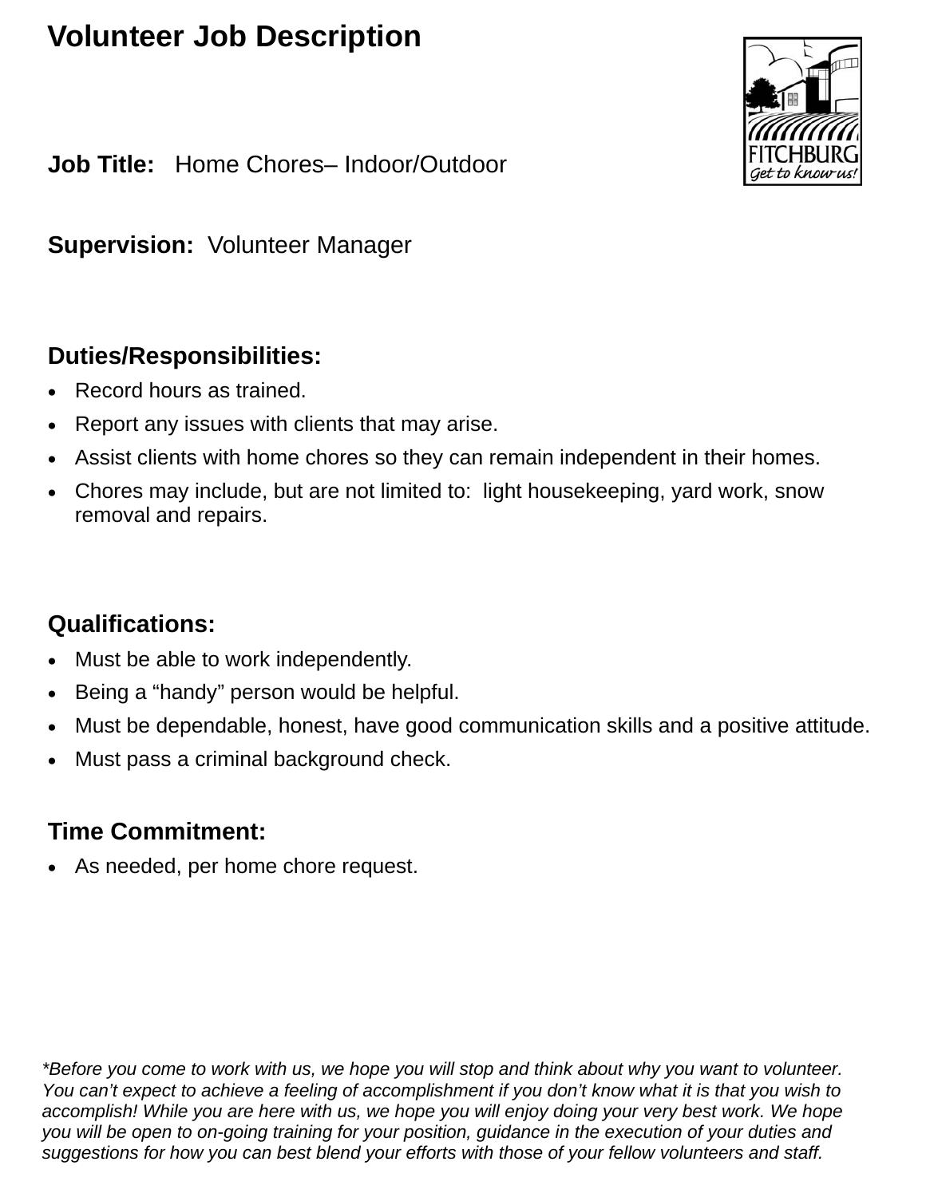# Volunteer Job Description

**Job Title:** Home Chores– Indoor/Outdoor

**Supervision:** Volunteer Manager

## Duties/Responsibilities:

- Record hours as trained.
- Report any issues with clients that may arise.
- Assist clients with home chores so they can remain independent in their homes.
- Chores may include, but are not limited to: light housekeeping, yard work, snow removal and repairs.

## Qualifications:

- Must be able to work independently.
- Being a “handy” person would be helpful.
- Must be dependable, honest, have good communication skills and a positive attitude.
- Must pass a criminal background check.

## Time Commitment:

- As needed, per home chore request.

*\*Before you come to work with us, we hope you will stop and think about why you want to volunteer. You can’t expect to achieve a feeling of accomplishment if you don’t know what it is that you wish to accomplish! While you are here with us, we hope you will enjoy doing your very best work. We hope you will be open to on-going training for your position, guidance in the execution of your duties and suggestions for how you can best blend your efforts with those of your fellow volunteers and staff.*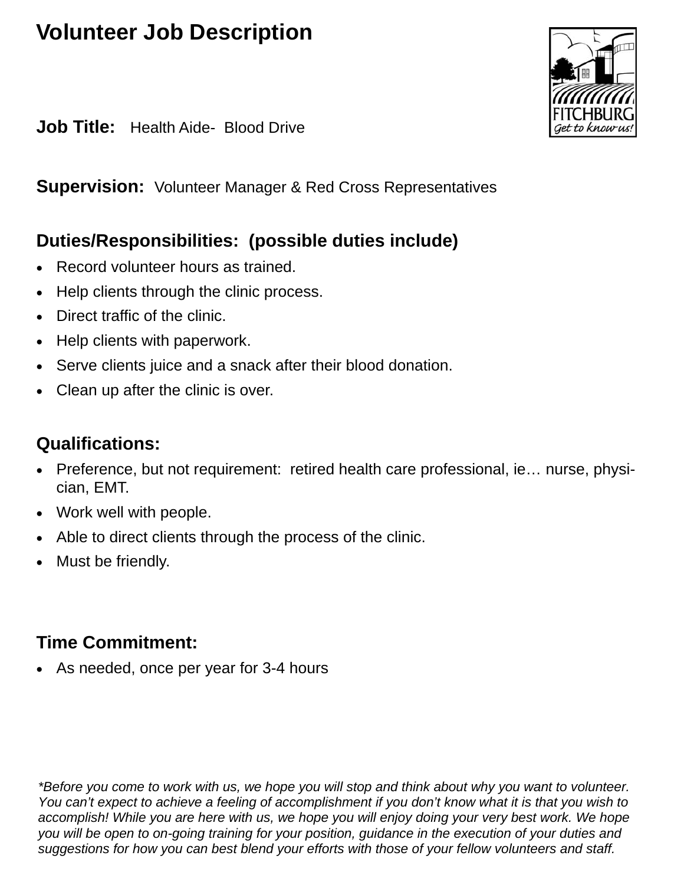# Volunteer Job Description

**Job Title:** Health Aide- Blood Drive

**Supervision:** Volunteer Manager & Red Cross Representatives

**Duties/Responsibilities: (possible duties include)**

- Record volunteer hours as trained.
- Help clients through the clinic process.
- Direct traffic of the clinic.
- Help clients with paperwork.
- Serve clients juice and a snack after their blood donation.
- Clean up after the clinic is over.

**Qualifications:**

- Preference, but not requirement: retired health care professional, ie… nurse, physician, EMT.
- Work well with people.
- Able to direct clients through the process of the clinic.
- Must be friendly.

**Time Commitment:**

- As needed, once per year for 3-4 hours

*\*Before you come to work with us, we hope you will stop and think about why you want to volunteer. You can't expect to achieve a feeling of accomplishment if you don't know what it is that you wish to accomplish! While you are here with us, we hope you will enjoy doing your very best work. We hope you will be open to on-going training for your position, guidance in the execution of your duties and suggestions for how you can best blend your efforts with those of your fellow volunteers and staff.*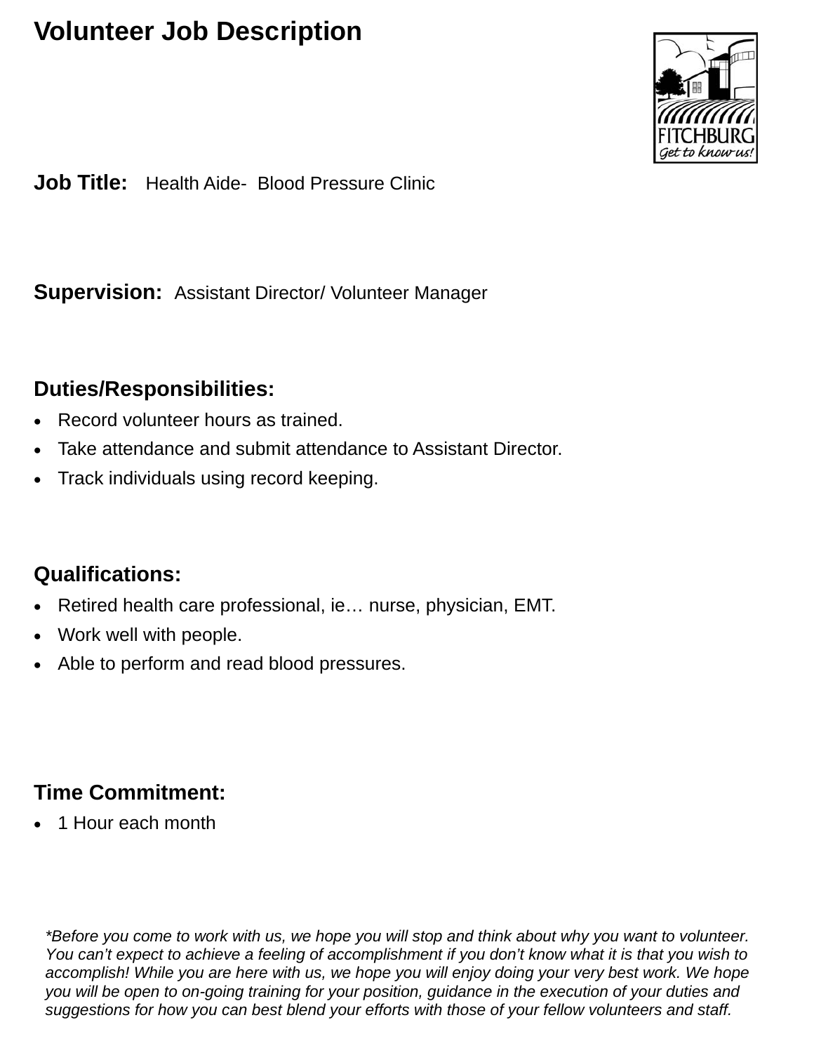# Volunteer Job Description

**Job Title:** Health Aide- Blood Pressure Clinic

**Supervision:** Assistant Director/ Volunteer Manager

## Duties/Responsibilities:

- Record volunteer hours as trained.
- Take attendance and submit attendance to Assistant Director.
- Track individuals using record keeping.

## Qualifications:

- Retired health care professional, ie… nurse, physician, EMT.
- Work well with people.
- Able to perform and read blood pressures.

## Time Commitment:

- 1 Hour each month

*\*Before you come to work with us, we hope you will stop and think about why you want to volunteer. You can't expect to achieve a feeling of accomplishment if you don't know what it is that you wish to accomplish! While you are here with us, we hope you will enjoy doing your very best work. We hope you will be open to on-going training for your position, guidance in the execution of your duties and suggestions for how you can best blend your efforts with those of your fellow volunteers and staff.*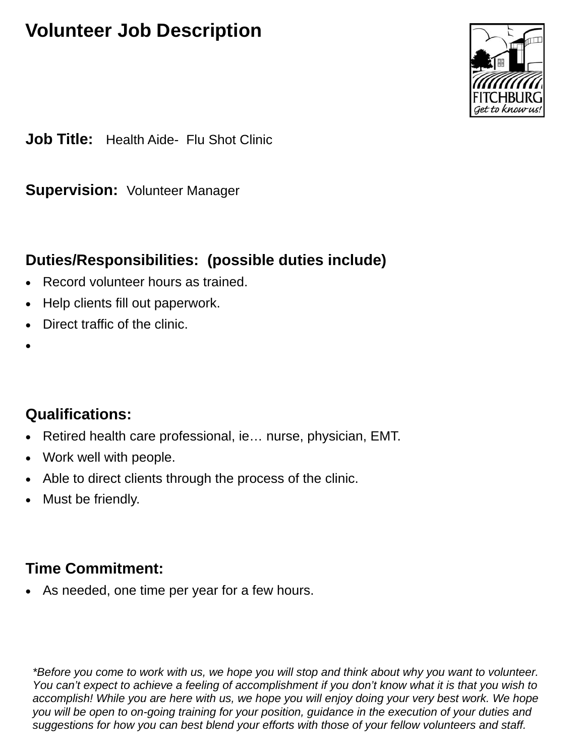# Volunteer Job Description

**Job Title:** Health Aide- Flu Shot Clinic

**Supervision:** Volunteer Manager

**Duties/Responsibilities: (possible duties include)**

- Record volunteer hours as trained.
- Help clients fill out paperwork.
- Direct traffic of the clinic.
-

**Qualifications:**

- Retired health care professional, ie… nurse, physician, EMT.
- Work well with people.
- Able to direct clients through the process of the clinic.
- Must be friendly.

**Time Commitment:**

- As needed, one time per year for a few hours.

*\*Before you come to work with us, we hope you will stop and think about why you want to volunteer. You can't expect to achieve a feeling of accomplishment if you don't know what it is that you wish to accomplish! While you are here with us, we hope you will enjoy doing your very best work. We hope you will be open to on-going training for your position, guidance in the execution of your duties and suggestions for how you can best blend your efforts with those of your fellow volunteers and staff.*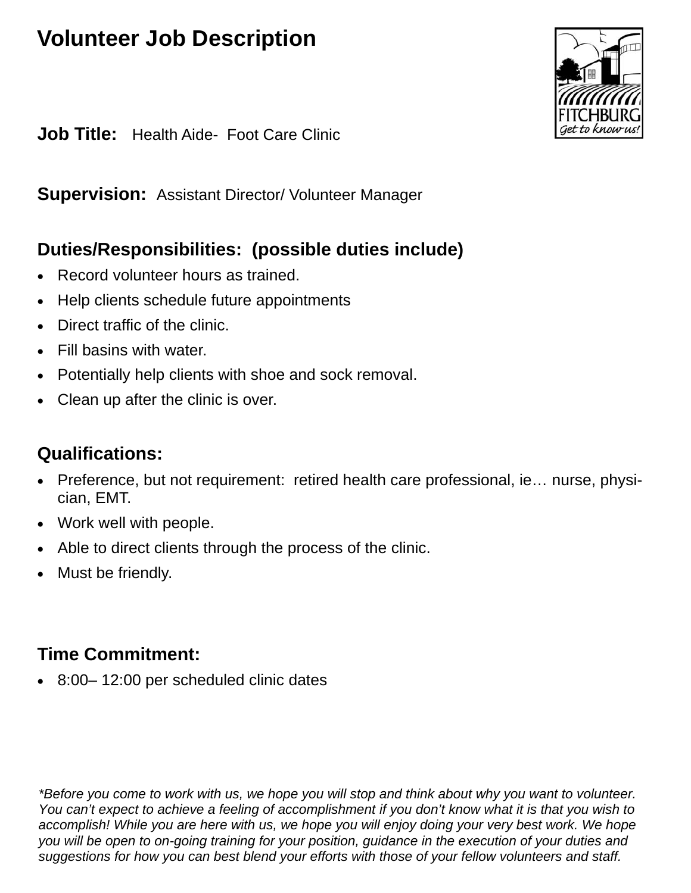# Volunteer Job Description

**Job Title:** Health Aide- Foot Care Clinic

**Supervision:** Assistant Director/ Volunteer Manager

## Duties/Responsibilities: (possible duties include)

- Record volunteer hours as trained.
- Help clients schedule future appointments
- Direct traffic of the clinic.
- Fill basins with water.
- Potentially help clients with shoe and sock removal.
- Clean up after the clinic is over.

## Qualifications:

- Preference, but not requirement: retired health care professional, ie… nurse, physician, EMT.
- Work well with people.
- Able to direct clients through the process of the clinic.
- Must be friendly.

## Time Commitment:

- 8:00– 12:00 per scheduled clinic dates

*\*Before you come to work with us, we hope you will stop and think about why you want to volunteer. You can't expect to achieve a feeling of accomplishment if you don't know what it is that you wish to accomplish! While you are here with us, we hope you will enjoy doing your very best work. We hope you will be open to on-going training for your position, guidance in the execution of your duties and suggestions for how you can best blend your efforts with those of your fellow volunteers and staff.*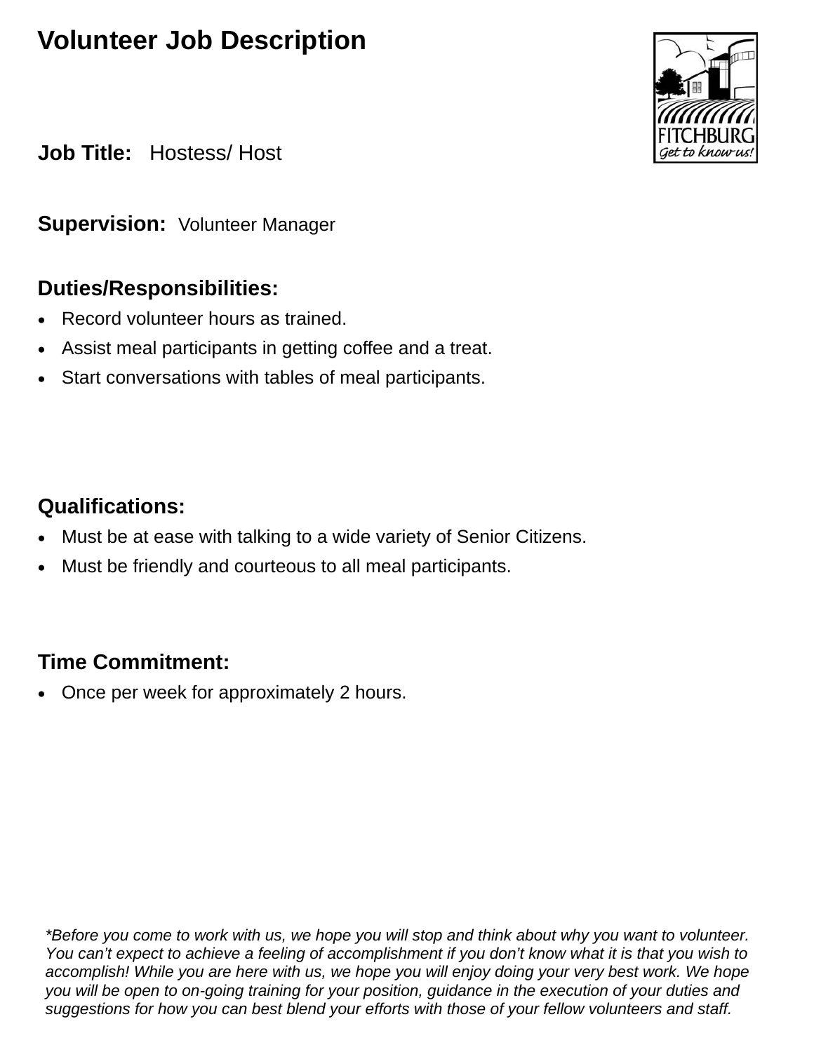# Volunteer Job Description

**Job Title:** Hostess/ Host

**Supervision:** Volunteer Manager

## Duties/Responsibilities:

- Record volunteer hours as trained.
- Assist meal participants in getting coffee and a treat.
- Start conversations with tables of meal participants.

## Qualifications:

- Must be at ease with talking to a wide variety of Senior Citizens.
- Must be friendly and courteous to all meal participants.

## Time Commitment:

- Once per week for approximately 2 hours.

*\*Before you come to work with us, we hope you will stop and think about why you want to volunteer. You can't expect to achieve a feeling of accomplishment if you don't know what it is that you wish to accomplish! While you are here with us, we hope you will enjoy doing your very best work. We hope you will be open to on-going training for your position, guidance in the execution of your duties and suggestions for how you can best blend your efforts with those of your fellow volunteers and staff.*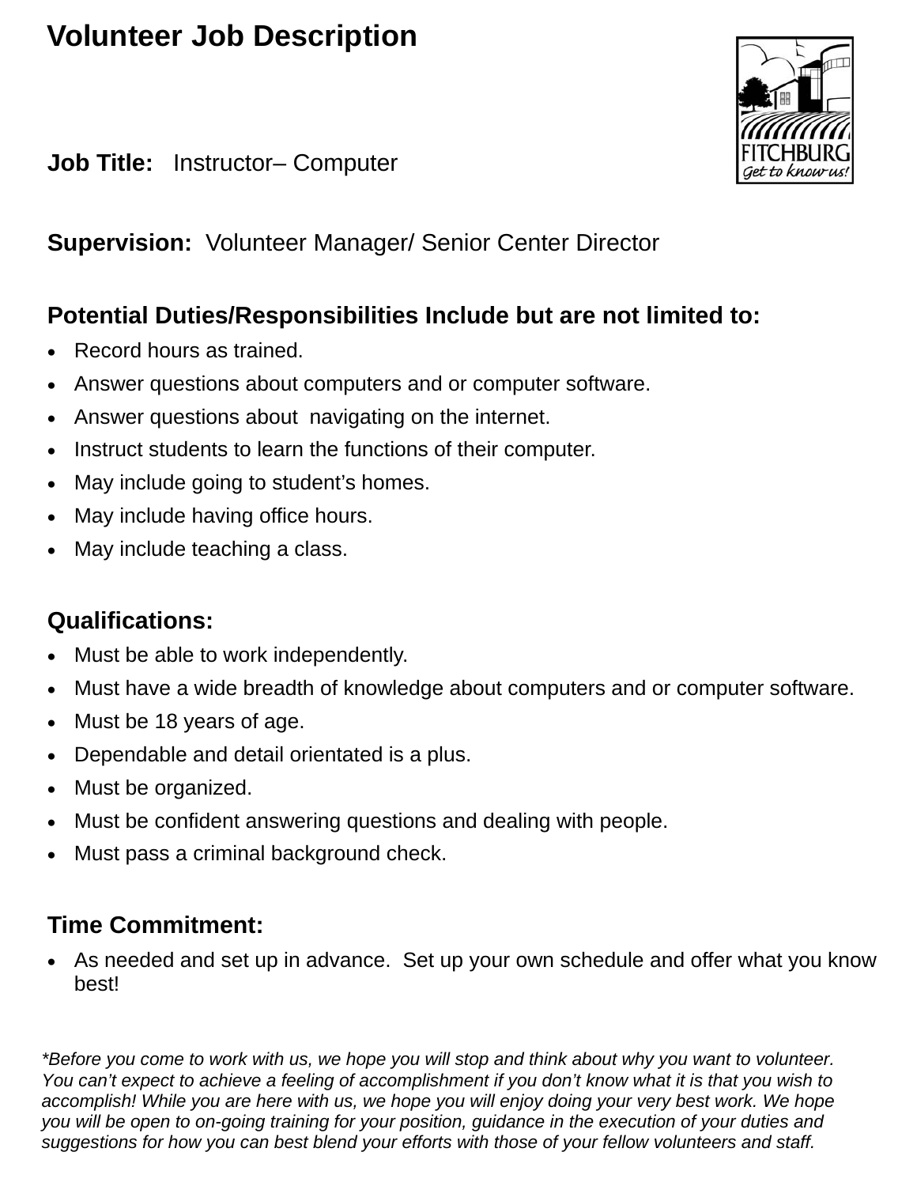# Volunteer Job Description

**Job Title:** Instructor– Computer

**Supervision:** Volunteer Manager/ Senior Center Director

## Potential Duties/Responsibilities Include but are not limited to:

- Record hours as trained.
- Answer questions about computers and or computer software.
- Answer questions about navigating on the internet.
- Instruct students to learn the functions of their computer.
- May include going to student's homes.
- May include having office hours.
- May include teaching a class.

## Qualifications:

- Must be able to work independently.
- Must have a wide breadth of knowledge about computers and or computer software.
- Must be 18 years of age.
- Dependable and detail orientated is a plus.
- Must be organized.
- Must be confident answering questions and dealing with people.
- Must pass a criminal background check.

## Time Commitment:

- As needed and set up in advance. Set up your own schedule and offer what you know best!

*\*Before you come to work with us, we hope you will stop and think about why you want to volunteer. You can't expect to achieve a feeling of accomplishment if you don't know what it is that you wish to accomplish! While you are here with us, we hope you will enjoy doing your very best work. We hope you will be open to on-going training for your position, guidance in the execution of your duties and suggestions for how you can best blend your efforts with those of your fellow volunteers and staff.*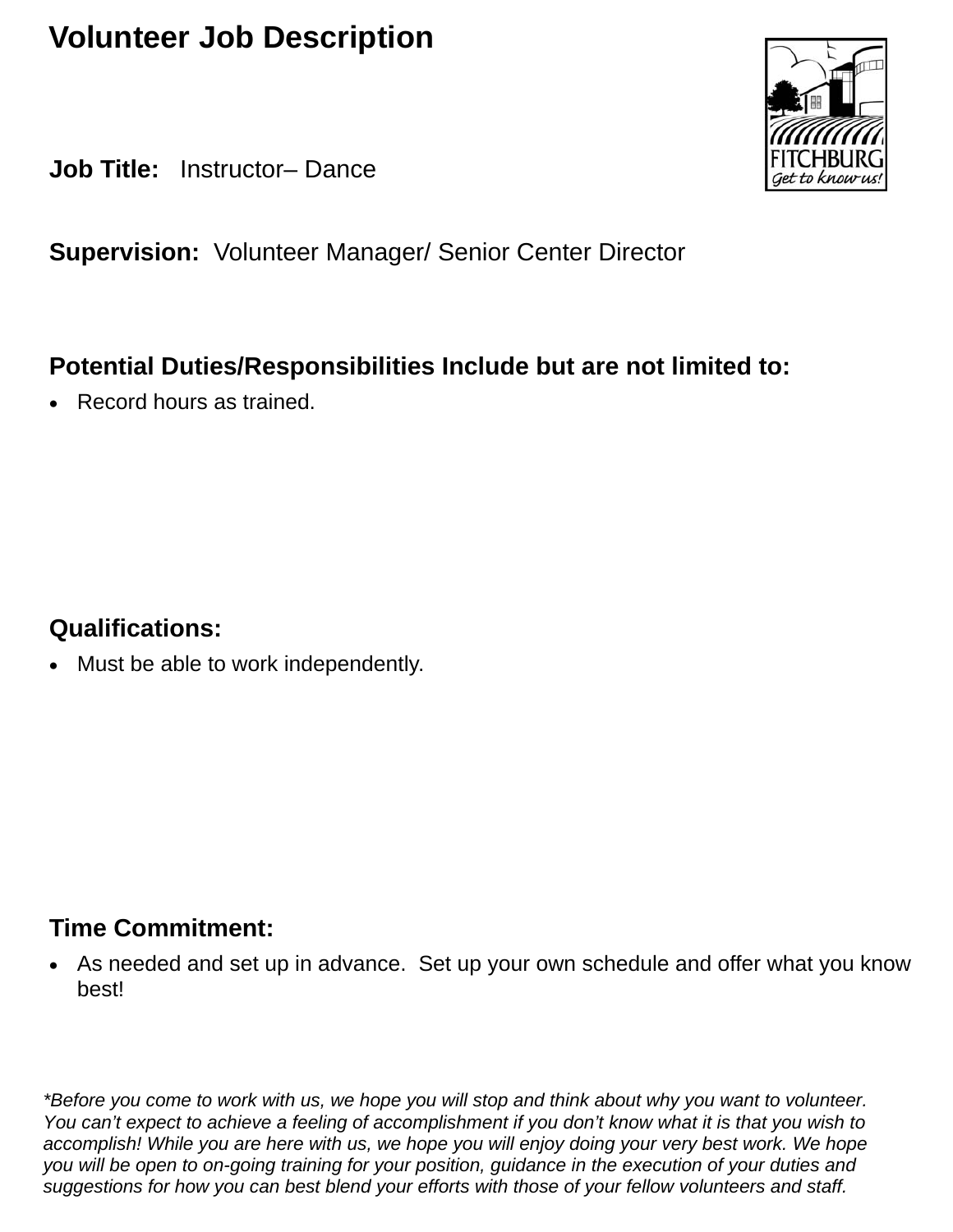# Volunteer Job Description

**Job Title:** Instructor– Dance

**Supervision:** Volunteer Manager/ Senior Center Director

## Potential Duties/Responsibilities Include but are not limited to:

- Record hours as trained.

## Qualifications:

- Must be able to work independently.

## Time Commitment:

- As needed and set up in advance. Set up your own schedule and offer what you know best!

*\*Before you come to work with us, we hope you will stop and think about why you want to volunteer. You can't expect to achieve a feeling of accomplishment if you don't know what it is that you wish to accomplish! While you are here with us, we hope you will enjoy doing your very best work. We hope you will be open to on-going training for your position, guidance in the execution of your duties and suggestions for how you can best blend your efforts with those of your fellow volunteers and staff.*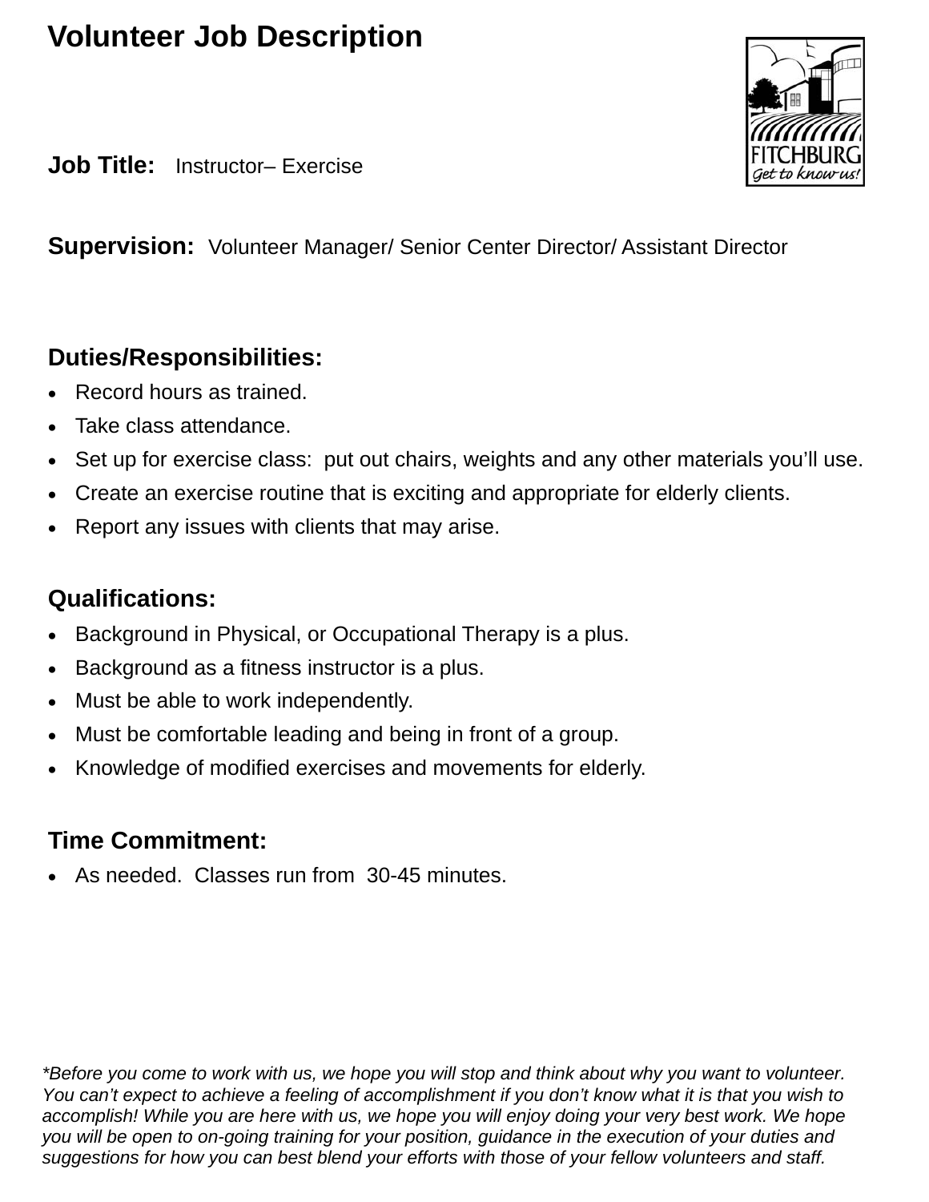# Volunteer Job Description

**Job Title:** Instructor– Exercise

**Supervision:** Volunteer Manager/ Senior Center Director/ Assistant Director

## Duties/Responsibilities:

- Record hours as trained.
- Take class attendance.
- Set up for exercise class: put out chairs, weights and any other materials you'll use.
- Create an exercise routine that is exciting and appropriate for elderly clients.
- Report any issues with clients that may arise.

## Qualifications:

- Background in Physical, or Occupational Therapy is a plus.
- Background as a fitness instructor is a plus.
- Must be able to work independently.
- Must be comfortable leading and being in front of a group.
- Knowledge of modified exercises and movements for elderly.

## Time Commitment:

- As needed. Classes run from 30-45 minutes.

*\*Before you come to work with us, we hope you will stop and think about why you want to volunteer. You can't expect to achieve a feeling of accomplishment if you don't know what it is that you wish to accomplish! While you are here with us, we hope you will enjoy doing your very best work. We hope you will be open to on-going training for your position, guidance in the execution of your duties and suggestions for how you can best blend your efforts with those of your fellow volunteers and staff.*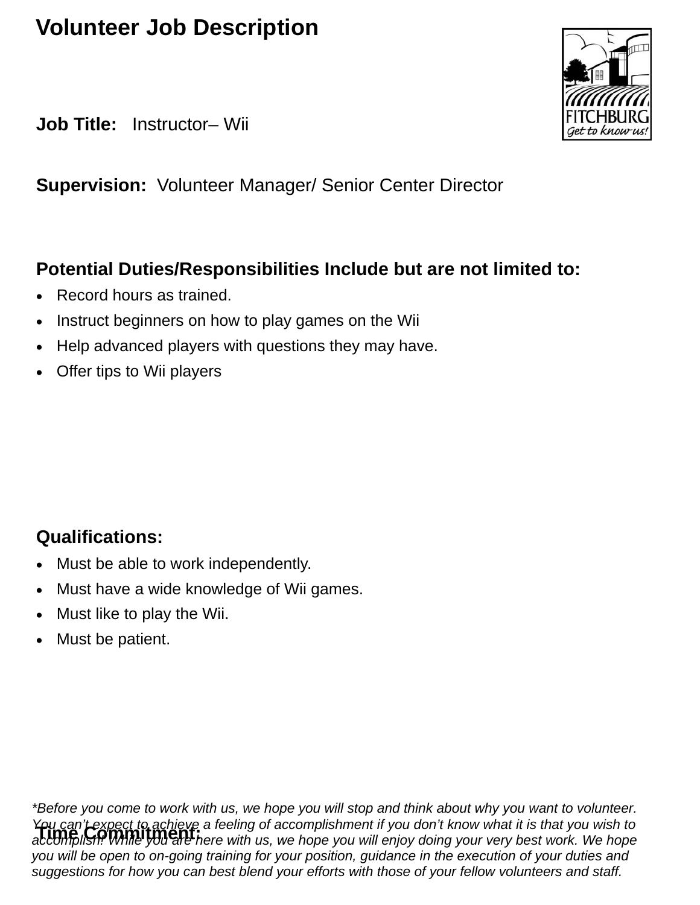# Volunteer Job Description

**Job Title:** Instructor– Wii

**Supervision:** Volunteer Manager/ Senior Center Director

**Potential Duties/Responsibilities Include but are not limited to:**

- Record hours as trained.
- Instruct beginners on how to play games on the Wii
- Help advanced players with questions they may have.
- Offer tips to Wii players

**Qualifications:**

- Must be able to work independently.
- Must have a wide knowledge of Wii games.
- Must like to play the Wii.
- Must be patient.

**Time Commitment:**

*\*Before you come to work with us, we hope you will stop and think about why you want to volunteer. You can't expect to achieve a feeling of accomplishment if you don't know what it is that you wish to accomplish. While you are here with us, we hope you will enjoy doing your very best work. We hope you will be open to on-going training for your position, guidance in the execution of your duties and suggestions for how you can best blend your efforts with those of your fellow volunteers and staff.*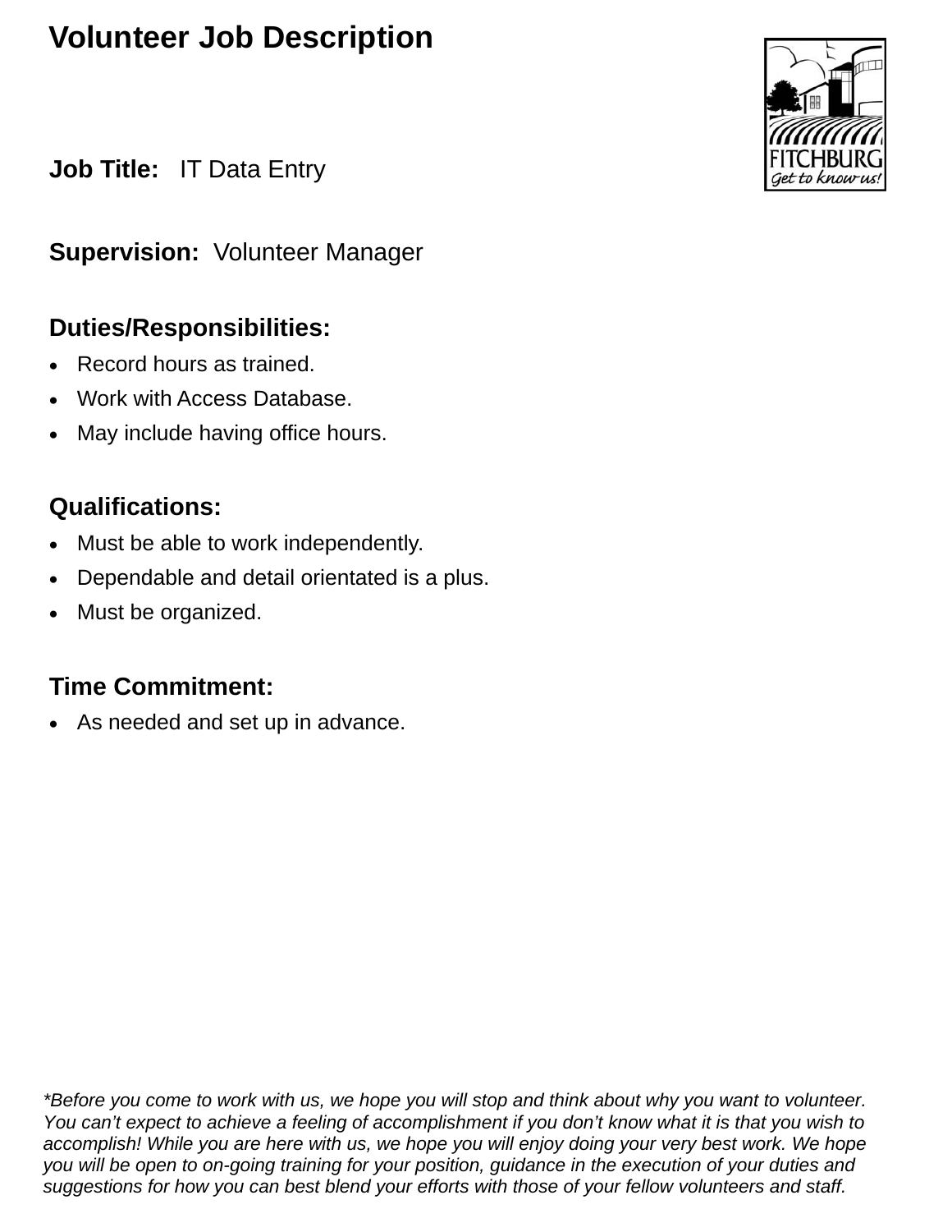# Volunteer Job Description

**Job Title:** IT Data Entry

**Supervision:** Volunteer Manager

**Duties/Responsibilities:**

- Record hours as trained.
- Work with Access Database.
- May include having office hours.

**Qualifications:**

- Must be able to work independently.
- Dependable and detail orientated is a plus.
- Must be organized.

**Time Commitment:**

- As needed and set up in advance.

*\*Before you come to work with us, we hope you will stop and think about why you want to volunteer. You can't expect to achieve a feeling of accomplishment if you don't know what it is that you wish to accomplish! While you are here with us, we hope you will enjoy doing your very best work. We hope you will be open to on-going training for your position, guidance in the execution of your duties and suggestions for how you can best blend your efforts with those of your fellow volunteers and staff.*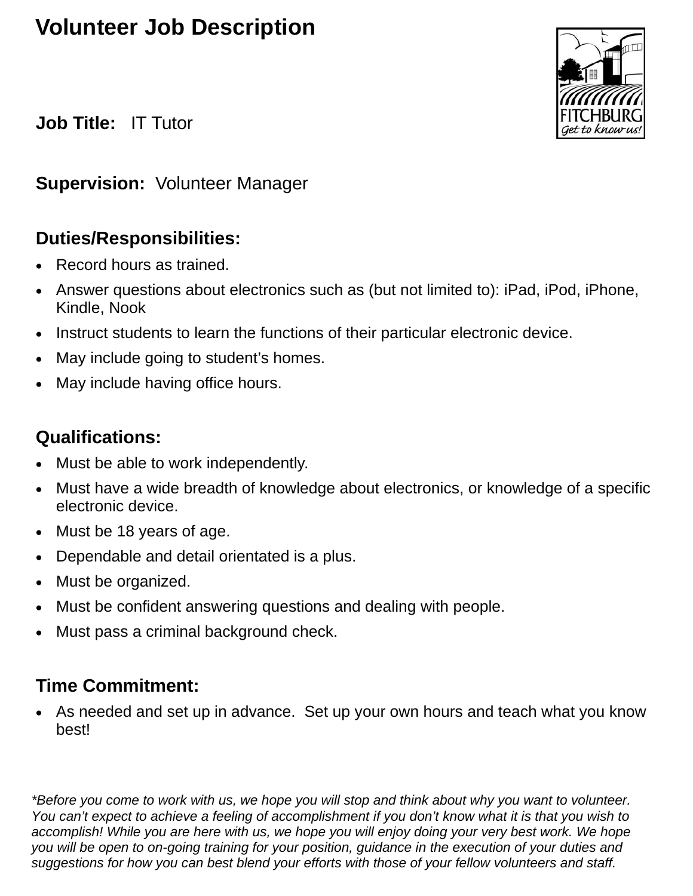# Volunteer Job Description

**Job Title:** IT Tutor

**Supervision:** Volunteer Manager

## Duties/Responsibilities:

- Record hours as trained.
- Answer questions about electronics such as (but not limited to): iPad, iPod, iPhone, Kindle, Nook
- Instruct students to learn the functions of their particular electronic device.
- May include going to student's homes.
- May include having office hours.

## Qualifications:

- Must be able to work independently.
- Must have a wide breadth of knowledge about electronics, or knowledge of a specific electronic device.
- Must be 18 years of age.
- Dependable and detail orientated is a plus.
- Must be organized.
- Must be confident answering questions and dealing with people.
- Must pass a criminal background check.

## Time Commitment:

- As needed and set up in advance. Set up your own hours and teach what you know best!

*\*Before you come to work with us, we hope you will stop and think about why you want to volunteer. You can't expect to achieve a feeling of accomplishment if you don't know what it is that you wish to accomplish! While you are here with us, we hope you will enjoy doing your very best work. We hope you will be open to on-going training for your position, guidance in the execution of your duties and suggestions for how you can best blend your efforts with those of your fellow volunteers and staff.*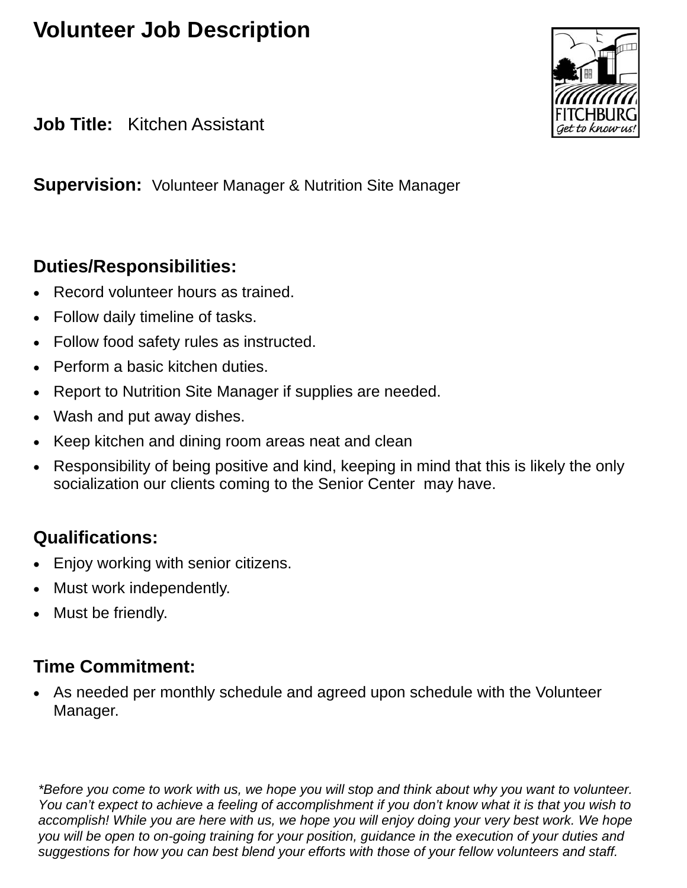# Volunteer Job Description

FITCHBURG
Get to know us!

**Job Title:** Kitchen Assistant

**Supervision:** Volunteer Manager & Nutrition Site Manager

## Duties/Responsibilities:

- Record volunteer hours as trained.
- Follow daily timeline of tasks.
- Follow food safety rules as instructed.
- Perform a basic kitchen duties.
- Report to Nutrition Site Manager if supplies are needed.
- Wash and put away dishes.
- Keep kitchen and dining room areas neat and clean
- Responsibility of being positive and kind, keeping in mind that this is likely the only socialization our clients coming to the Senior Center may have.

## Qualifications:

- Enjoy working with senior citizens.
- Must work independently.
- Must be friendly.

## Time Commitment:

- As needed per monthly schedule and agreed upon schedule with the Volunteer Manager.

*\*Before you come to work with us, we hope you will stop and think about why you want to volunteer. You can't expect to achieve a feeling of accomplishment if you don't know what it is that you wish to accomplish! While you are here with us, we hope you will enjoy doing your very best work. We hope you will be open to on-going training for your position, guidance in the execution of your duties and suggestions for how you can best blend your efforts with those of your fellow volunteers and staff.*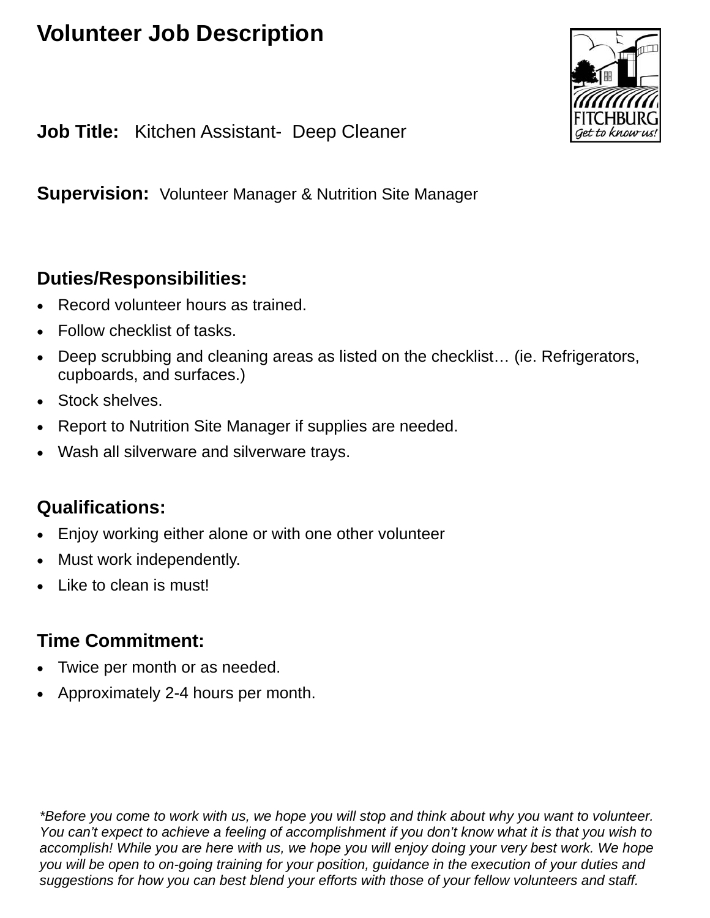# Volunteer Job Description

**Job Title:** Kitchen Assistant- Deep Cleaner

**Supervision:** Volunteer Manager & Nutrition Site Manager

## Duties/Responsibilities:

- Record volunteer hours as trained.
- Follow checklist of tasks.
- Deep scrubbing and cleaning areas as listed on the checklist… (ie. Refrigerators, cupboards, and surfaces.)
- Stock shelves.
- Report to Nutrition Site Manager if supplies are needed.
- Wash all silverware and silverware trays.

## Qualifications:

- Enjoy working either alone or with one other volunteer
- Must work independently.
- Like to clean is must!

## Time Commitment:

- Twice per month or as needed.
- Approximately 2-4 hours per month.

*\*Before you come to work with us, we hope you will stop and think about why you want to volunteer. You can't expect to achieve a feeling of accomplishment if you don't know what it is that you wish to accomplish! While you are here with us, we hope you will enjoy doing your very best work. We hope you will be open to on-going training for your position, guidance in the execution of your duties and suggestions for how you can best blend your efforts with those of your fellow volunteers and staff.*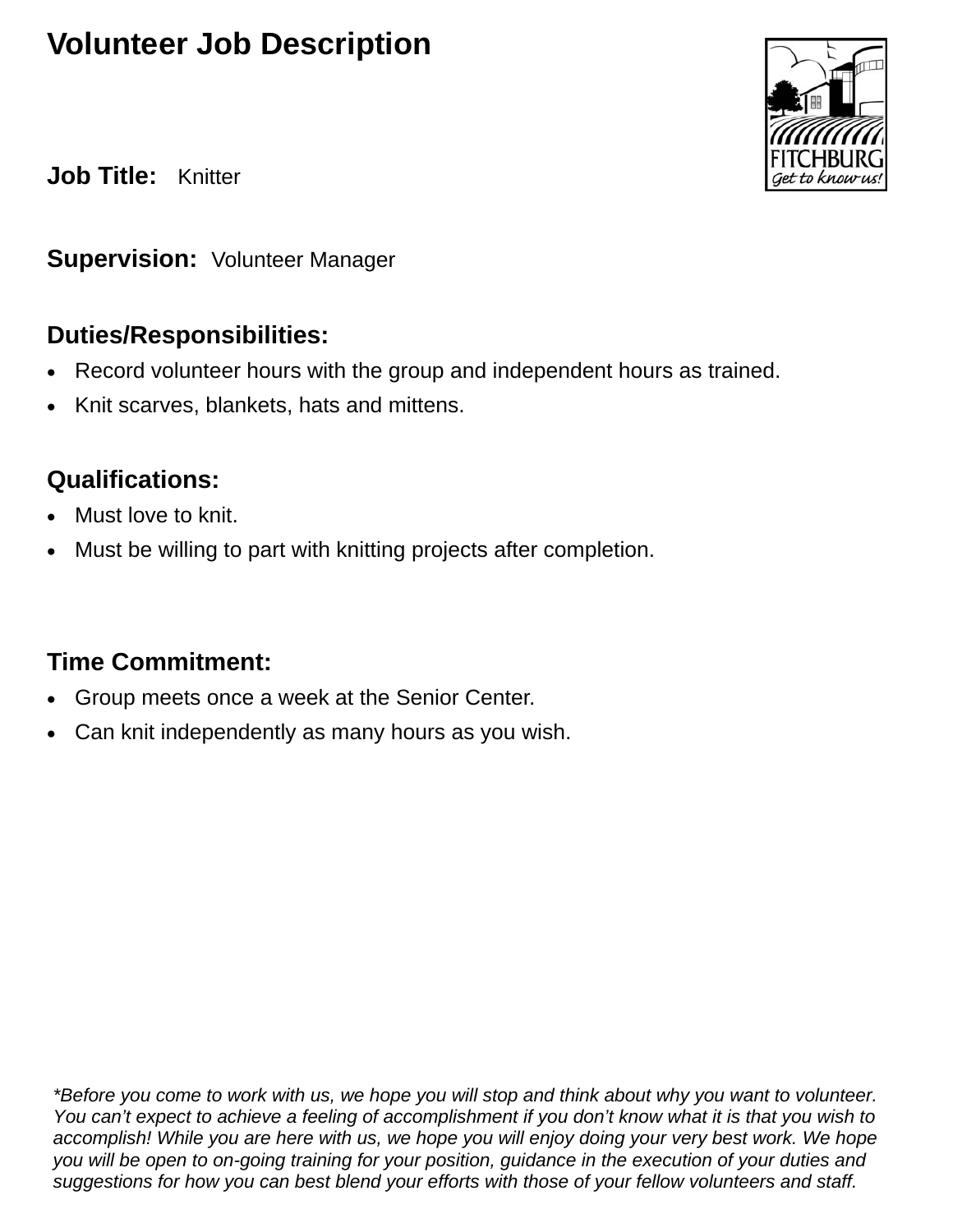# Volunteer Job Description

**Job Title:** Knitter

**Supervision:** Volunteer Manager

## Duties/Responsibilities:

- Record volunteer hours with the group and independent hours as trained.
- Knit scarves, blankets, hats and mittens.

## Qualifications:

- Must love to knit.
- Must be willing to part with knitting projects after completion.

## Time Commitment:

- Group meets once a week at the Senior Center.
- Can knit independently as many hours as you wish.

*\*Before you come to work with us, we hope you will stop and think about why you want to volunteer. You can't expect to achieve a feeling of accomplishment if you don't know what it is that you wish to accomplish! While you are here with us, we hope you will enjoy doing your very best work. We hope you will be open to on-going training for your position, guidance in the execution of your duties and suggestions for how you can best blend your efforts with those of your fellow volunteers and staff.*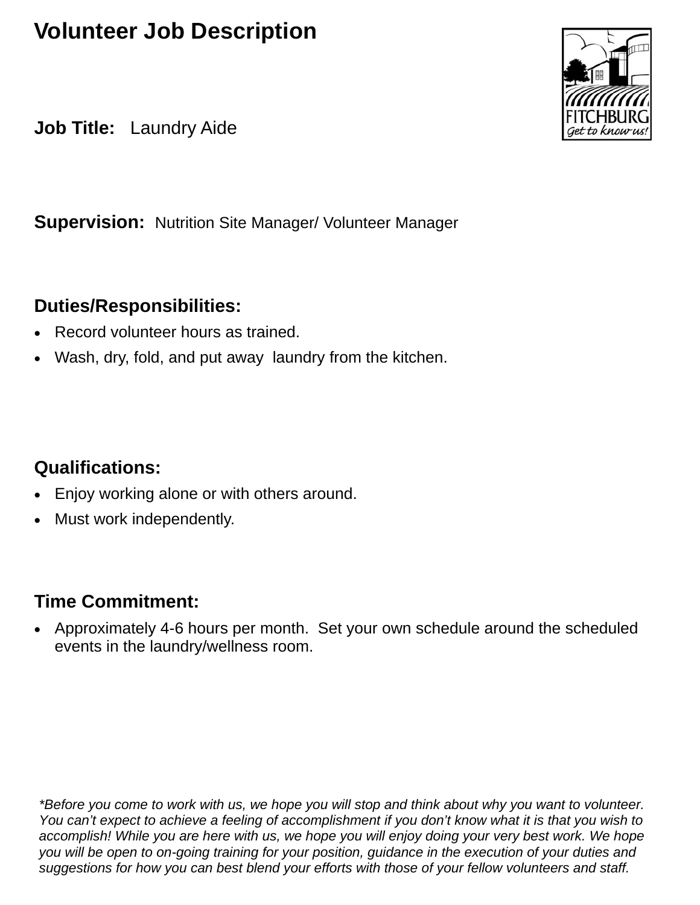# Volunteer Job Description

**Job Title:** Laundry Aide

**Supervision:** Nutrition Site Manager/ Volunteer Manager

## Duties/Responsibilities:

- Record volunteer hours as trained.
- Wash, dry, fold, and put away laundry from the kitchen.

## Qualifications:

- Enjoy working alone or with others around.
- Must work independently.

## Time Commitment:

- Approximately 4-6 hours per month. Set your own schedule around the scheduled events in the laundry/wellness room.

*\*Before you come to work with us, we hope you will stop and think about why you want to volunteer. You can't expect to achieve a feeling of accomplishment if you don't know what it is that you wish to accomplish! While you are here with us, we hope you will enjoy doing your very best work. We hope you will be open to on-going training for your position, guidance in the execution of your duties and suggestions for how you can best blend your efforts with those of your fellow volunteers and staff.*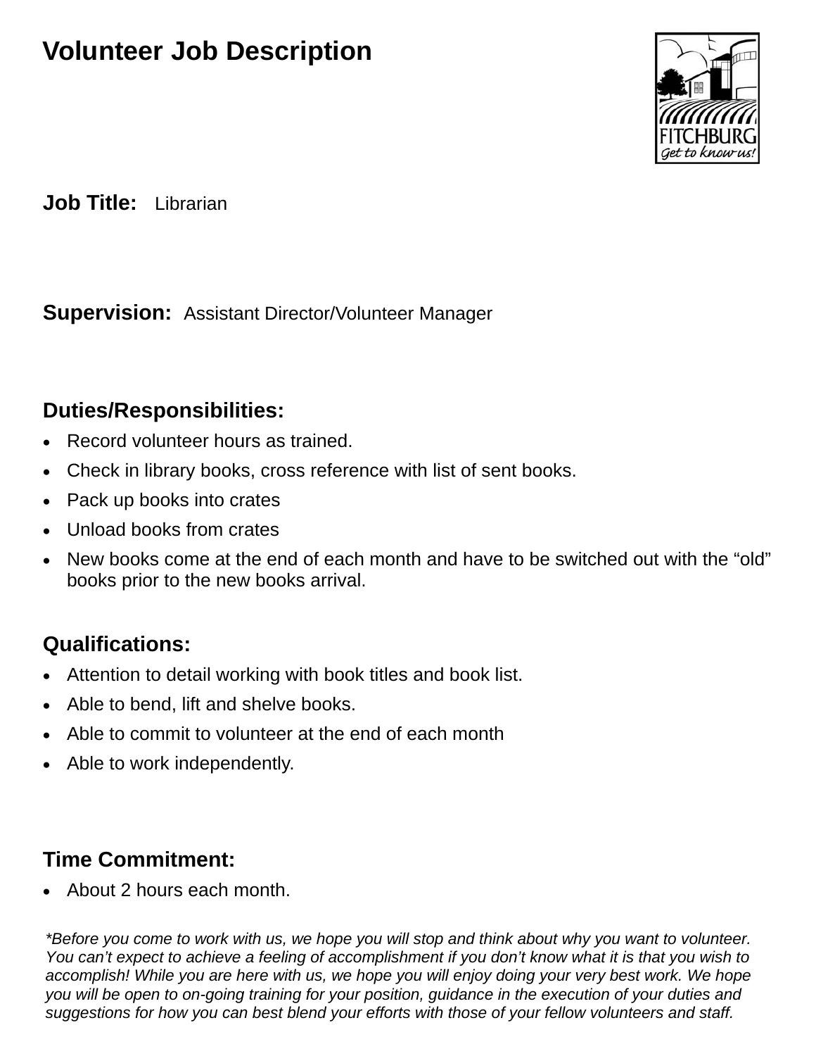# Volunteer Job Description

**Job Title:** Librarian

**Supervision:** Assistant Director/Volunteer Manager

## Duties/Responsibilities:

- Record volunteer hours as trained.
- Check in library books, cross reference with list of sent books.
- Pack up books into crates
- Unload books from crates
- New books come at the end of each month and have to be switched out with the "old" books prior to the new books arrival.

## Qualifications:

- Attention to detail working with book titles and book list.
- Able to bend, lift and shelve books.
- Able to commit to volunteer at the end of each month
- Able to work independently.

## Time Commitment:

- About 2 hours each month.

*\*Before you come to work with us, we hope you will stop and think about why you want to volunteer. You can't expect to achieve a feeling of accomplishment if you don't know what it is that you wish to accomplish! While you are here with us, we hope you will enjoy doing your very best work. We hope you will be open to on-going training for your position, guidance in the execution of your duties and suggestions for how you can best blend your efforts with those of your fellow volunteers and staff.*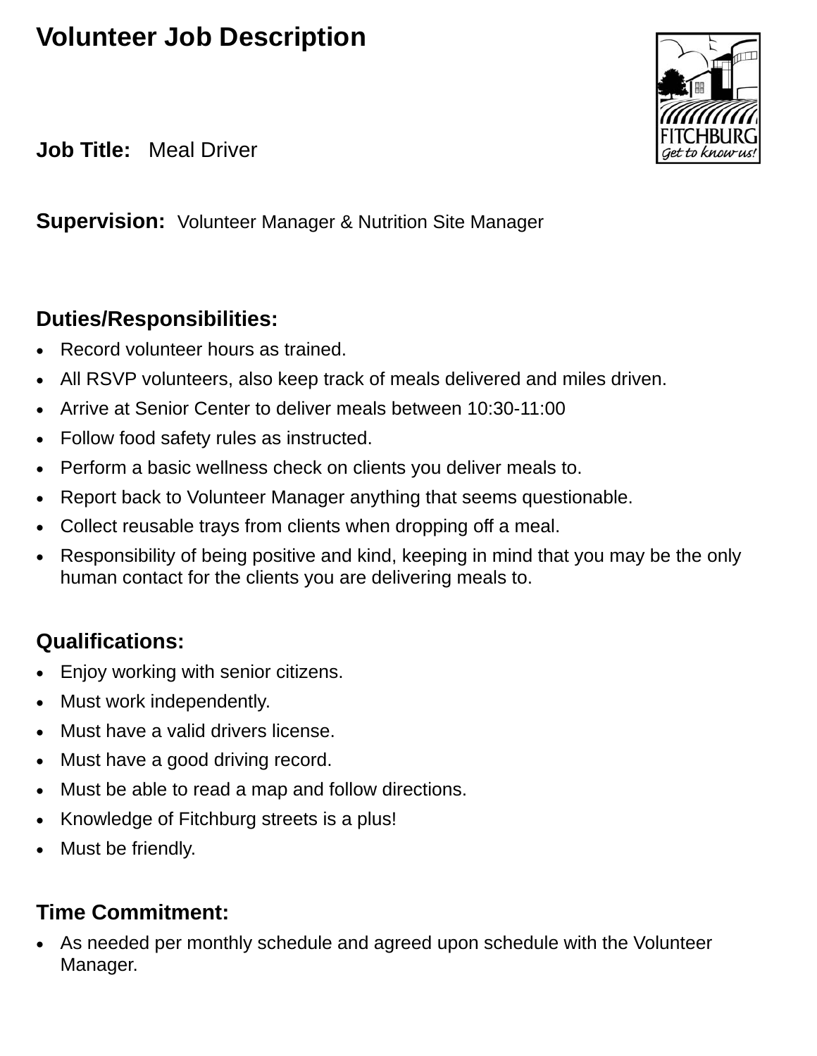# Volunteer Job Description

**Job Title:** Meal Driver

**Supervision:** Volunteer Manager & Nutrition Site Manager

## Duties/Responsibilities:

- Record volunteer hours as trained.
- All RSVP volunteers, also keep track of meals delivered and miles driven.
- Arrive at Senior Center to deliver meals between 10:30-11:00
- Follow food safety rules as instructed.
- Perform a basic wellness check on clients you deliver meals to.
- Report back to Volunteer Manager anything that seems questionable.
- Collect reusable trays from clients when dropping off a meal.
- Responsibility of being positive and kind, keeping in mind that you may be the only human contact for the clients you are delivering meals to.

## Qualifications:

- Enjoy working with senior citizens.
- Must work independently.
- Must have a valid drivers license.
- Must have a good driving record.
- Must be able to read a map and follow directions.
- Knowledge of Fitchburg streets is a plus!
- Must be friendly.

## Time Commitment:

- As needed per monthly schedule and agreed upon schedule with the Volunteer Manager.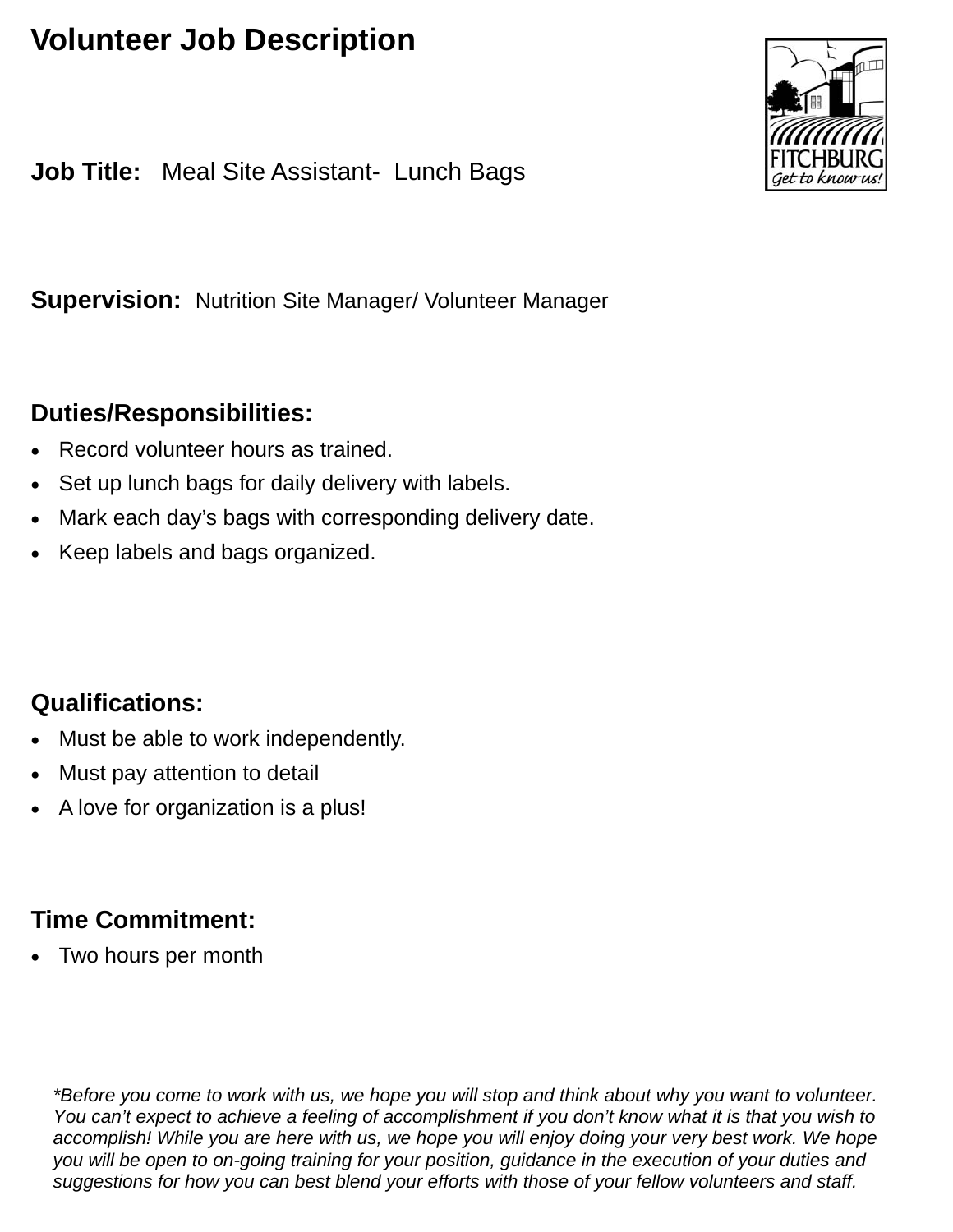# Volunteer Job Description

**Job Title:** Meal Site Assistant- Lunch Bags

**Supervision:** Nutrition Site Manager/ Volunteer Manager

## Duties/Responsibilities:

- Record volunteer hours as trained.
- Set up lunch bags for daily delivery with labels.
- Mark each day's bags with corresponding delivery date.
- Keep labels and bags organized.

## Qualifications:

- Must be able to work independently.
- Must pay attention to detail
- A love for organization is a plus!

## Time Commitment:

- Two hours per month

*\*Before you come to work with us, we hope you will stop and think about why you want to volunteer. You can't expect to achieve a feeling of accomplishment if you don't know what it is that you wish to accomplish! While you are here with us, we hope you will enjoy doing your very best work. We hope you will be open to on-going training for your position, guidance in the execution of your duties and suggestions for how you can best blend your efforts with those of your fellow volunteers and staff.*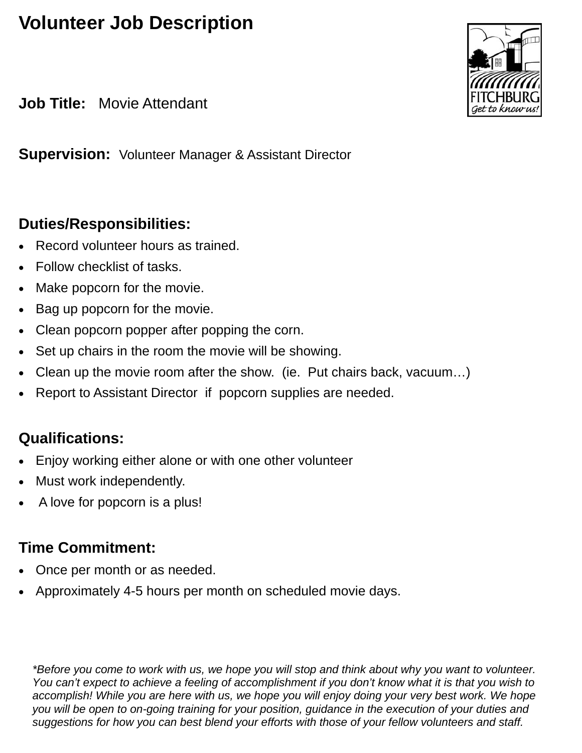# Volunteer Job Description

**Job Title:** Movie Attendant

**Supervision:** Volunteer Manager & Assistant Director

## Duties/Responsibilities:

- Record volunteer hours as trained.
- Follow checklist of tasks.
- Make popcorn for the movie.
- Bag up popcorn for the movie.
- Clean popcorn popper after popping the corn.
- Set up chairs in the room the movie will be showing.
- Clean up the movie room after the show. (ie. Put chairs back, vacuum…)
- Report to Assistant Director if popcorn supplies are needed.

## Qualifications:

- Enjoy working either alone or with one other volunteer
- Must work independently.
- A love for popcorn is a plus!

## Time Commitment:

- Once per month or as needed.
- Approximately 4-5 hours per month on scheduled movie days.

*\*Before you come to work with us, we hope you will stop and think about why you want to volunteer. You can't expect to achieve a feeling of accomplishment if you don't know what it is that you wish to accomplish! While you are here with us, we hope you will enjoy doing your very best work. We hope you will be open to on-going training for your position, guidance in the execution of your duties and suggestions for how you can best blend your efforts with those of your fellow volunteers and staff.*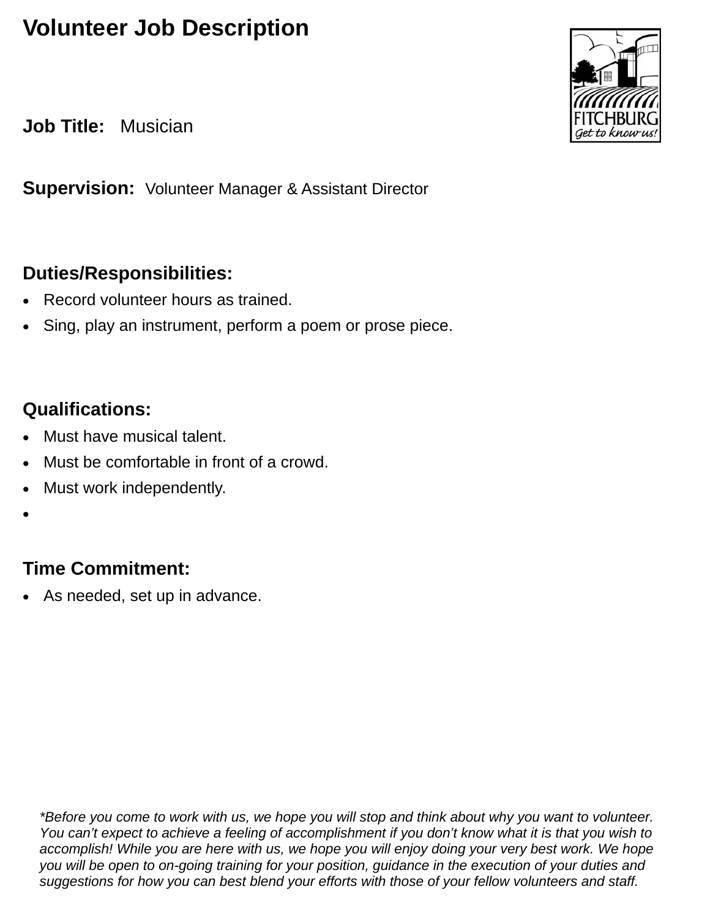# Volunteer Job Description

**Job Title:** Musician

**Supervision:** Volunteer Manager & Assistant Director

## Duties/Responsibilities:

- Record volunteer hours as trained.
- Sing, play an instrument, perform a poem or prose piece.

## Qualifications:

- Must have musical talent.
- Must be comfortable in front of a crowd.
- Must work independently.
-

## Time Commitment:

- As needed, set up in advance.

*\*Before you come to work with us, we hope you will stop and think about why you want to volunteer. You can't expect to achieve a feeling of accomplishment if you don't know what it is that you wish to accomplish! While you are here with us, we hope you will enjoy doing your very best work. We hope you will be open to on-going training for your position, guidance in the execution of your duties and suggestions for how you can best blend your efforts with those of your fellow volunteers and staff.*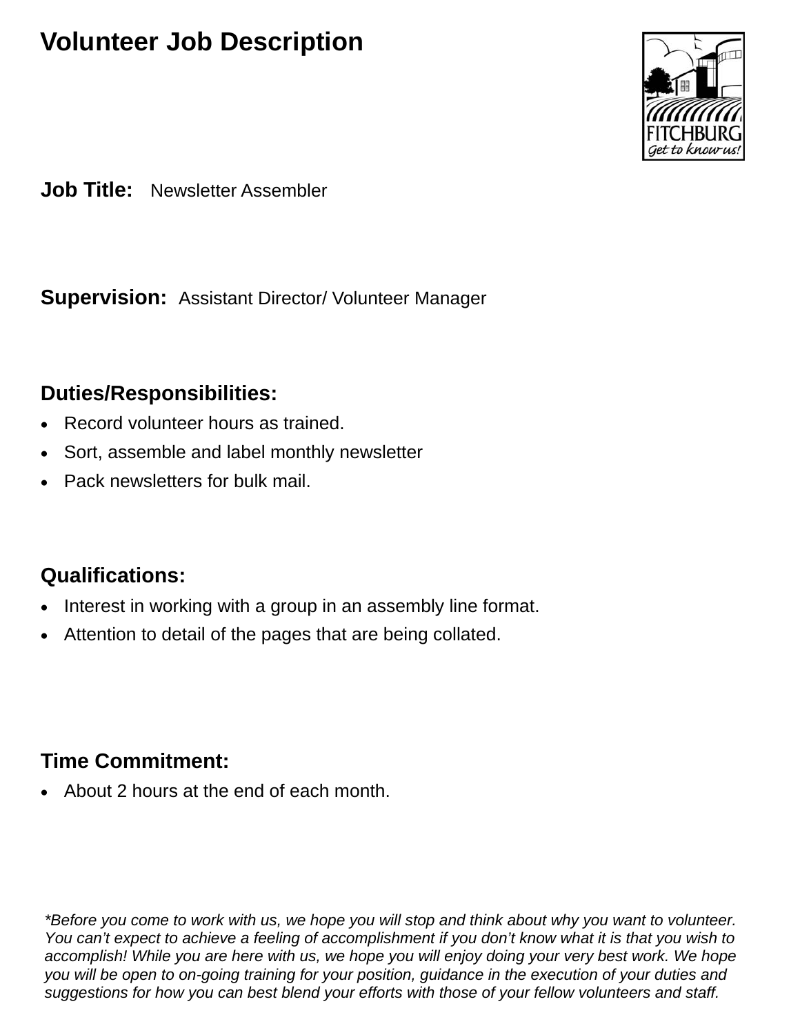# Volunteer Job Description

**Job Title:** Newsletter Assembler

**Supervision:** Assistant Director/ Volunteer Manager

## Duties/Responsibilities:

- Record volunteer hours as trained.
- Sort, assemble and label monthly newsletter
- Pack newsletters for bulk mail.

## Qualifications:

- Interest in working with a group in an assembly line format.
- Attention to detail of the pages that are being collated.

## Time Commitment:

- About 2 hours at the end of each month.

*\*Before you come to work with us, we hope you will stop and think about why you want to volunteer. You can't expect to achieve a feeling of accomplishment if you don't know what it is that you wish to accomplish! While you are here with us, we hope you will enjoy doing your very best work. We hope you will be open to on-going training for your position, guidance in the execution of your duties and suggestions for how you can best blend your efforts with those of your fellow volunteers and staff.*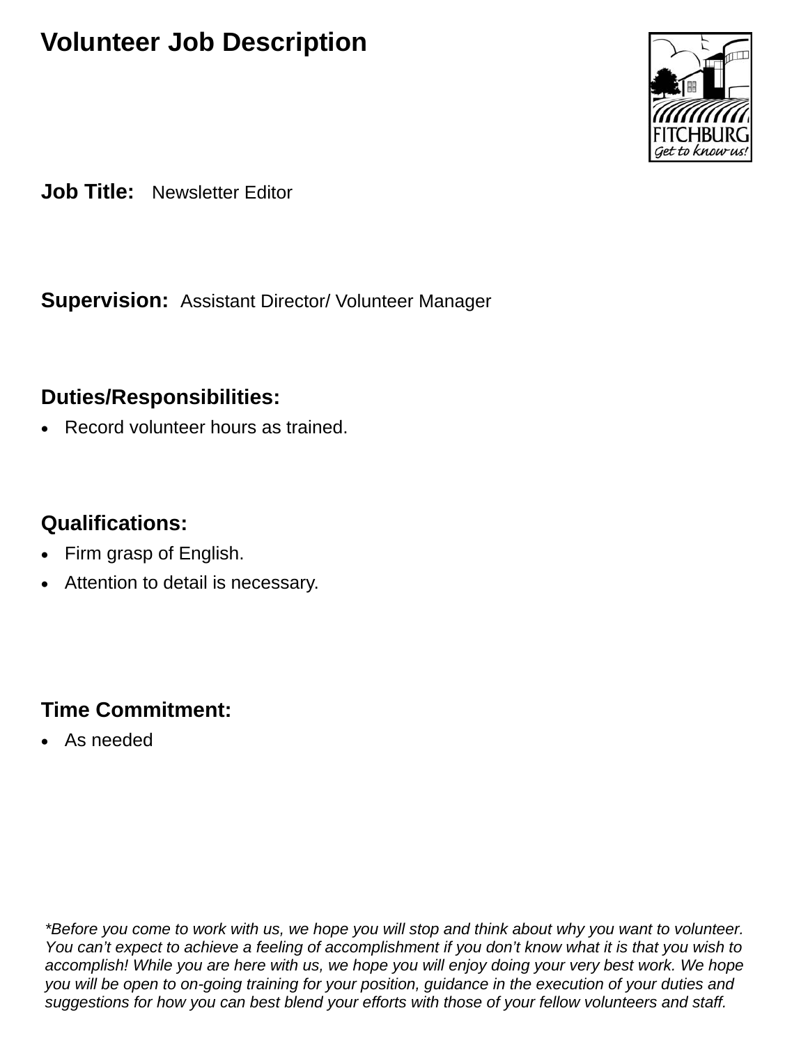# Volunteer Job Description

**Job Title:** Newsletter Editor

**Supervision:** Assistant Director/ Volunteer Manager

**Duties/Responsibilities:**

- Record volunteer hours as trained.

**Qualifications:**

- Firm grasp of English.
- Attention to detail is necessary.

**Time Commitment:**

- As needed

*\*Before you come to work with us, we hope you will stop and think about why you want to volunteer. You can't expect to achieve a feeling of accomplishment if you don't know what it is that you wish to accomplish! While you are here with us, we hope you will enjoy doing your very best work. We hope you will be open to on-going training for your position, guidance in the execution of your duties and suggestions for how you can best blend your efforts with those of your fellow volunteers and staff.*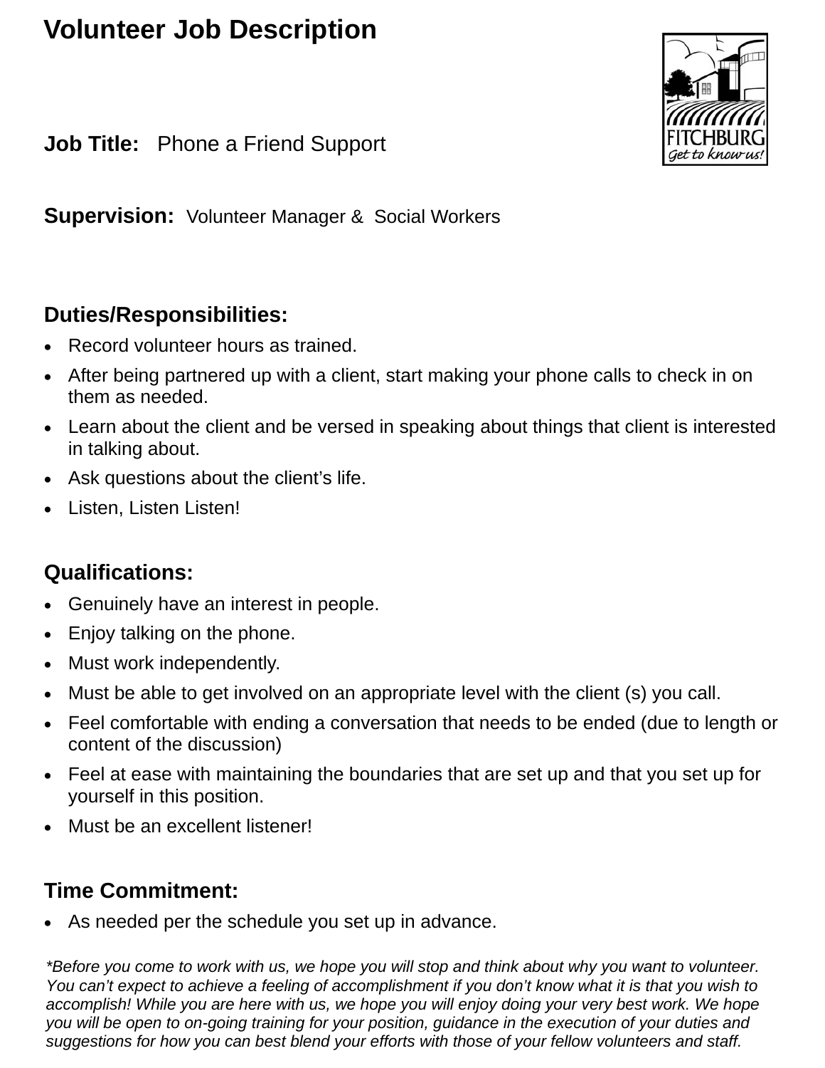# Volunteer Job Description

**Job Title:** Phone a Friend Support

**Supervision:** Volunteer Manager & Social Workers

## Duties/Responsibilities:

- Record volunteer hours as trained.
- After being partnered up with a client, start making your phone calls to check in on them as needed.
- Learn about the client and be versed in speaking about things that client is interested in talking about.
- Ask questions about the client's life.
- Listen, Listen Listen!

## Qualifications:

- Genuinely have an interest in people.
- Enjoy talking on the phone.
- Must work independently.
- Must be able to get involved on an appropriate level with the client (s) you call.
- Feel comfortable with ending a conversation that needs to be ended (due to length or content of the discussion)
- Feel at ease with maintaining the boundaries that are set up and that you set up for yourself in this position.
- Must be an excellent listener!

## Time Commitment:

- As needed per the schedule you set up in advance.

*\*Before you come to work with us, we hope you will stop and think about why you want to volunteer. You can't expect to achieve a feeling of accomplishment if you don't know what it is that you wish to accomplish! While you are here with us, we hope you will enjoy doing your very best work. We hope you will be open to on-going training for your position, guidance in the execution of your duties and suggestions for how you can best blend your efforts with those of your fellow volunteers and staff.*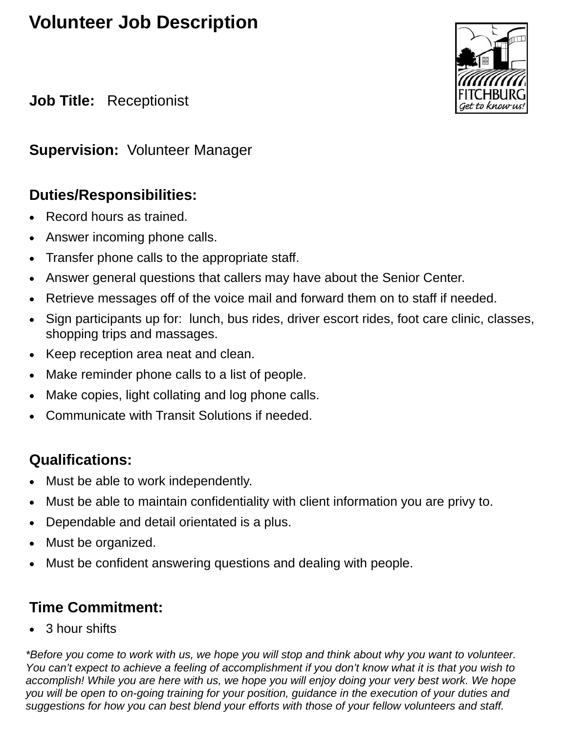# Volunteer Job Description

**Job Title:** Receptionist

**Supervision:** Volunteer Manager

## Duties/Responsibilities:

- Record hours as trained.
- Answer incoming phone calls.
- Transfer phone calls to the appropriate staff.
- Answer general questions that callers may have about the Senior Center.
- Retrieve messages off of the voice mail and forward them on to staff if needed.
- Sign participants up for: lunch, bus rides, driver escort rides, foot care clinic, classes, shopping trips and massages.
- Keep reception area neat and clean.
- Make reminder phone calls to a list of people.
- Make copies, light collating and log phone calls.
- Communicate with Transit Solutions if needed.

## Qualifications:

- Must be able to work independently.
- Must be able to maintain confidentiality with client information you are privy to.
- Dependable and detail orientated is a plus.
- Must be organized.
- Must be confident answering questions and dealing with people.

## Time Commitment:

- 3 hour shifts

*\*Before you come to work with us, we hope you will stop and think about why you want to volunteer. You can't expect to achieve a feeling of accomplishment if you don't know what it is that you wish to accomplish! While you are here with us, we hope you will enjoy doing your very best work. We hope you will be open to on-going training for your position, guidance in the execution of your duties and suggestions for how you can best blend your efforts with those of your fellow volunteers and staff.*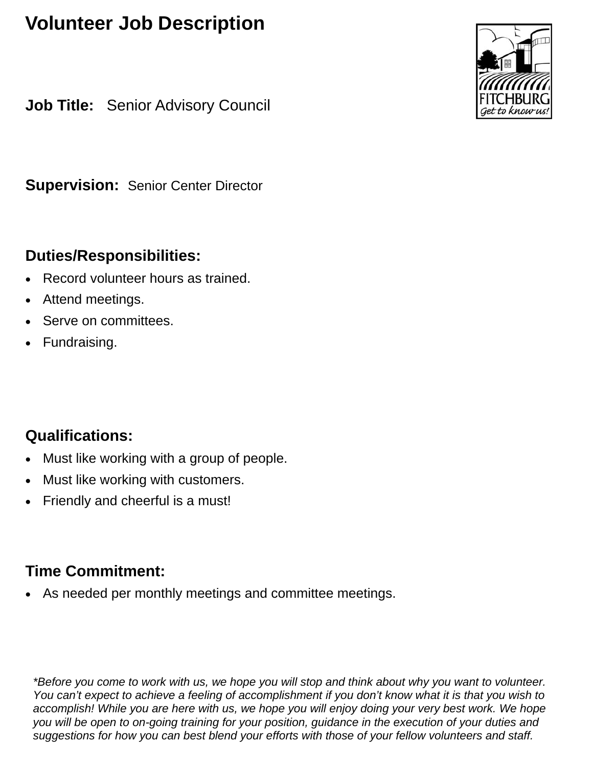# Volunteer Job Description

**Job Title:** Senior Advisory Council

**Supervision:** Senior Center Director

## Duties/Responsibilities:

- Record volunteer hours as trained.
- Attend meetings.
- Serve on committees.
- Fundraising.

## Qualifications:

- Must like working with a group of people.
- Must like working with customers.
- Friendly and cheerful is a must!

## Time Commitment:

- As needed per monthly meetings and committee meetings.

*\*Before you come to work with us, we hope you will stop and think about why you want to volunteer. You can't expect to achieve a feeling of accomplishment if you don't know what it is that you wish to accomplish! While you are here with us, we hope you will enjoy doing your very best work. We hope you will be open to on-going training for your position, guidance in the execution of your duties and suggestions for how you can best blend your efforts with those of your fellow volunteers and staff.*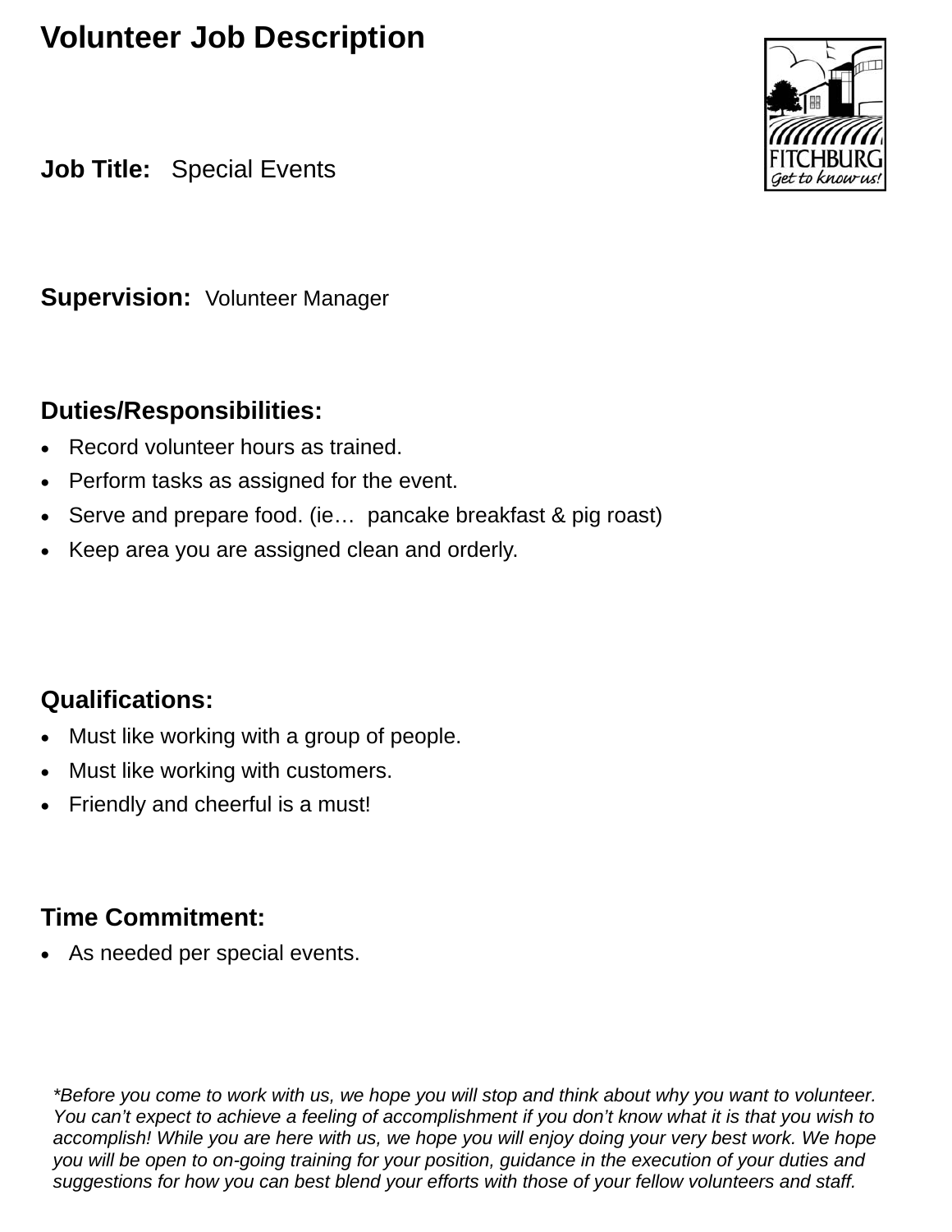# Volunteer Job Description

**Job Title:** Special Events

**Supervision:** Volunteer Manager

## Duties/Responsibilities:

- Record volunteer hours as trained.
- Perform tasks as assigned for the event.
- Serve and prepare food. (ie… pancake breakfast & pig roast)
- Keep area you are assigned clean and orderly.

## Qualifications:

- Must like working with a group of people.
- Must like working with customers.
- Friendly and cheerful is a must!

## Time Commitment:

- As needed per special events.

*\*Before you come to work with us, we hope you will stop and think about why you want to volunteer. You can't expect to achieve a feeling of accomplishment if you don't know what it is that you wish to accomplish! While you are here with us, we hope you will enjoy doing your very best work. We hope you will be open to on-going training for your position, guidance in the execution of your duties and suggestions for how you can best blend your efforts with those of your fellow volunteers and staff.*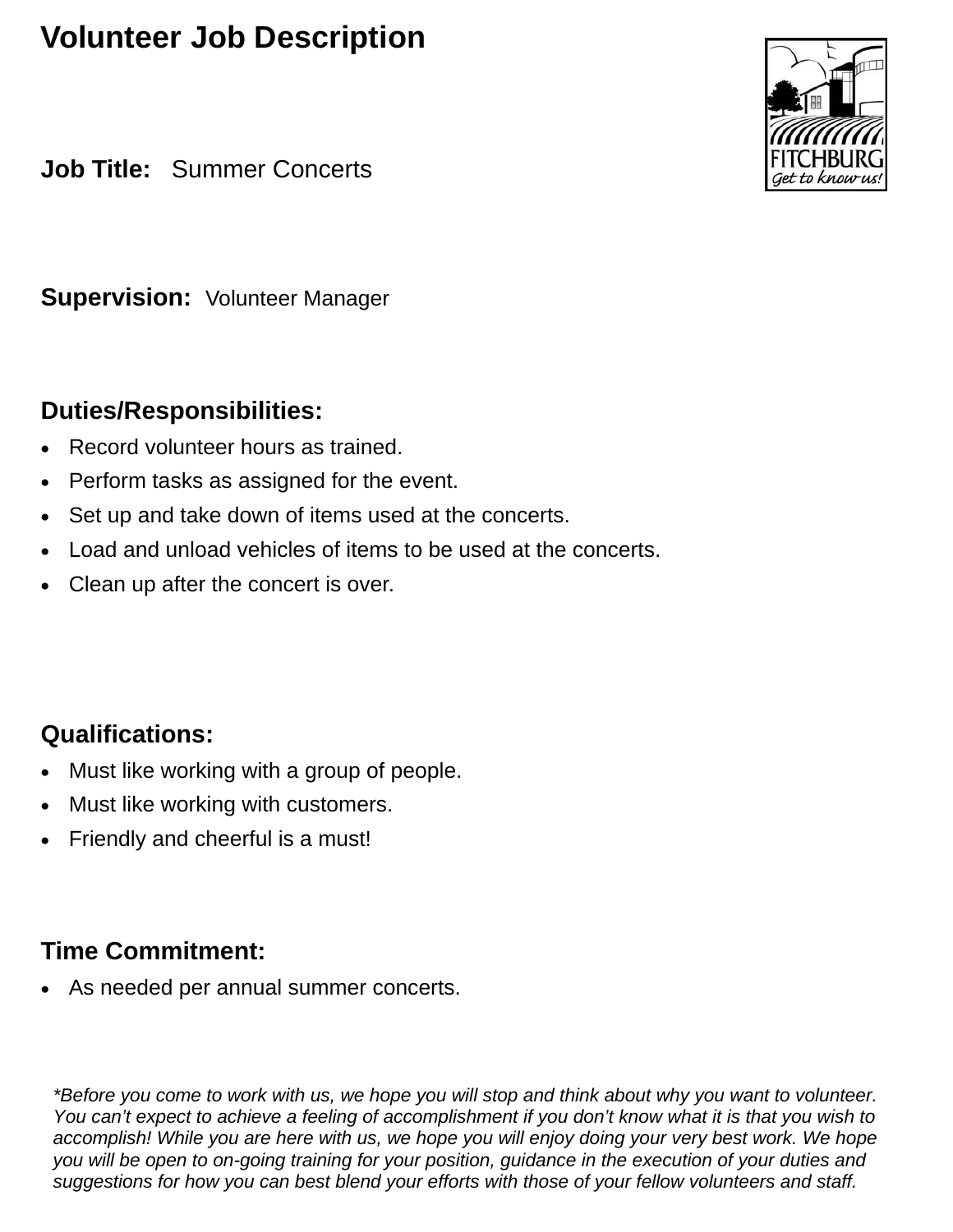# Volunteer Job Description

**Job Title:** Summer Concerts

**Supervision:** Volunteer Manager

**Duties/Responsibilities:**

- Record volunteer hours as trained.
- Perform tasks as assigned for the event.
- Set up and take down of items used at the concerts.
- Load and unload vehicles of items to be used at the concerts.
- Clean up after the concert is over.

**Qualifications:**

- Must like working with a group of people.
- Must like working with customers.
- Friendly and cheerful is a must!

**Time Commitment:**

- As needed per annual summer concerts.

*\*Before you come to work with us, we hope you will stop and think about why you want to volunteer. You can't expect to achieve a feeling of accomplishment if you don't know what it is that you wish to accomplish! While you are here with us, we hope you will enjoy doing your very best work. We hope you will be open to on-going training for your position, guidance in the execution of your duties and suggestions for how you can best blend your efforts with those of your fellow volunteers and staff.*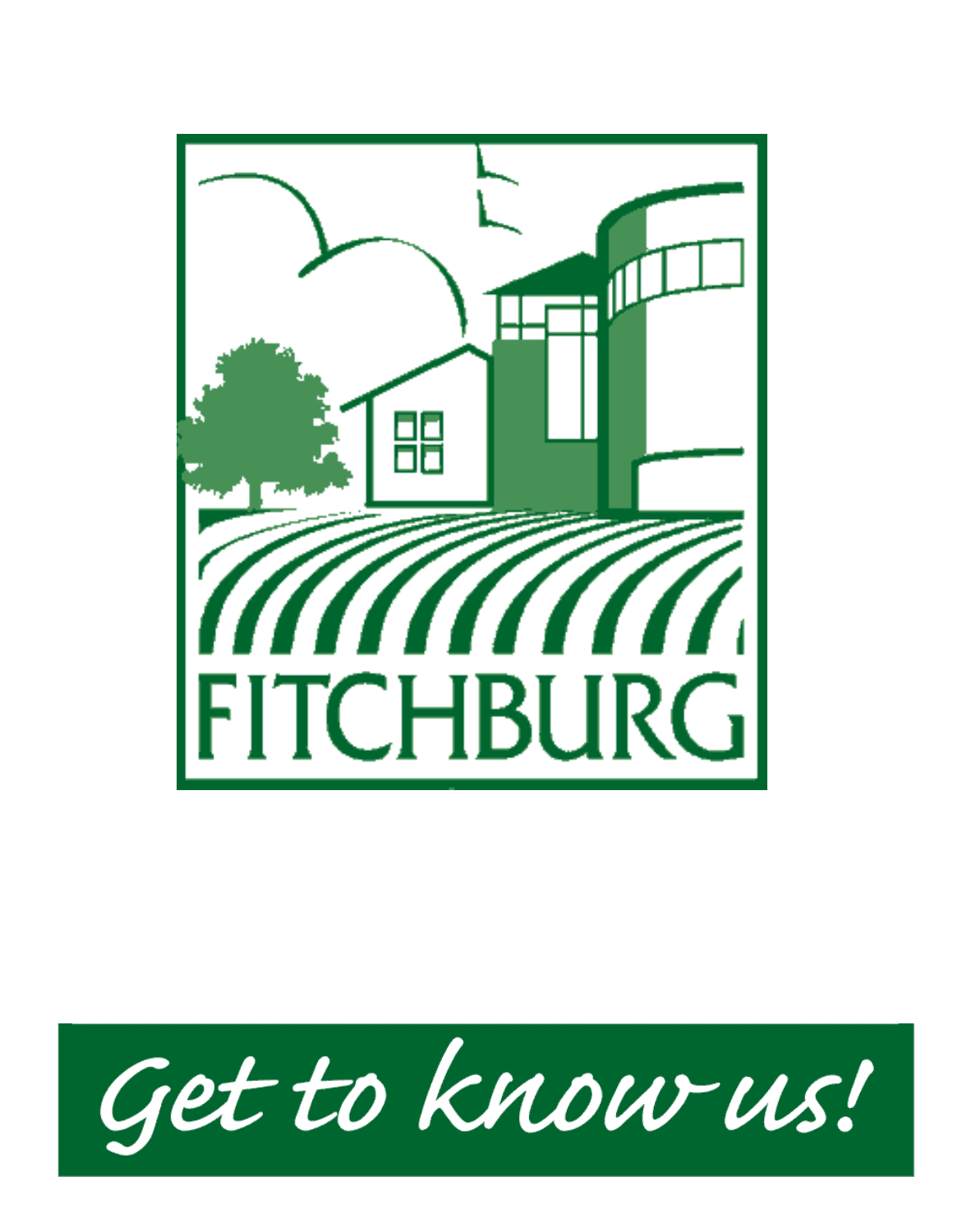FITCHBURG

Get to know us!